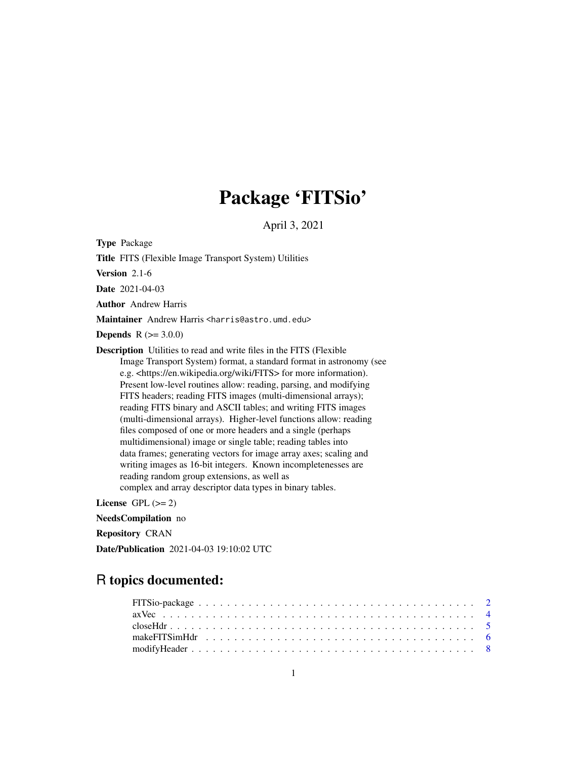# Package 'FITSio'

April 3, 2021

**Type** Package

**Title** FITS (Flexible Image Transport System) Utilities

**Version** 2.1-6

**Date** 2021-04-03

**Author** Andrew Harris

**Maintainer** Andrew Harris <harris@astro.umd.edu>

**Depends** R (>= 3.0.0)

**Description** Utilities to read and write files in the FITS (Flexible Image Transport System) format, a standard format in astronomy (see e.g. <https://en.wikipedia.org/wiki/FITS> for more information). Present low-level routines allow: reading, parsing, and modifying FITS headers; reading FITS images (multi-dimensional arrays); reading FITS binary and ASCII tables; and writing FITS images (multi-dimensional arrays). Higher-level functions allow: reading files composed of one or more headers and a single (perhaps multidimensional) image or single table; reading tables into data frames; generating vectors for image array axes; scaling and writing images as 16-bit integers. Known incompletenesses are reading random group extensions, as well as complex and array descriptor data types in binary tables.

**License** GPL (>= 2)

**NeedsCompilation** no

**Repository** CRAN

**Date/Publication** 2021-04-03 19:10:02 UTC

## R topics documented:

FITSio-package . . . . . . . . . . . . . . . . . . . . . . . . . . . . . . . . . . . . . . 2
axVec . . . . . . . . . . . . . . . . . . . . . . . . . . . . . . . . . . . . . . . . . . . 4
closeHdr . . . . . . . . . . . . . . . . . . . . . . . . . . . . . . . . . . . . . . . . . . 5
makeFITSimHdr . . . . . . . . . . . . . . . . . . . . . . . . . . . . . . . . . . . . . . 6
modifyHeader . . . . . . . . . . . . . . . . . . . . . . . . . . . . . . . . . . . . . . . 8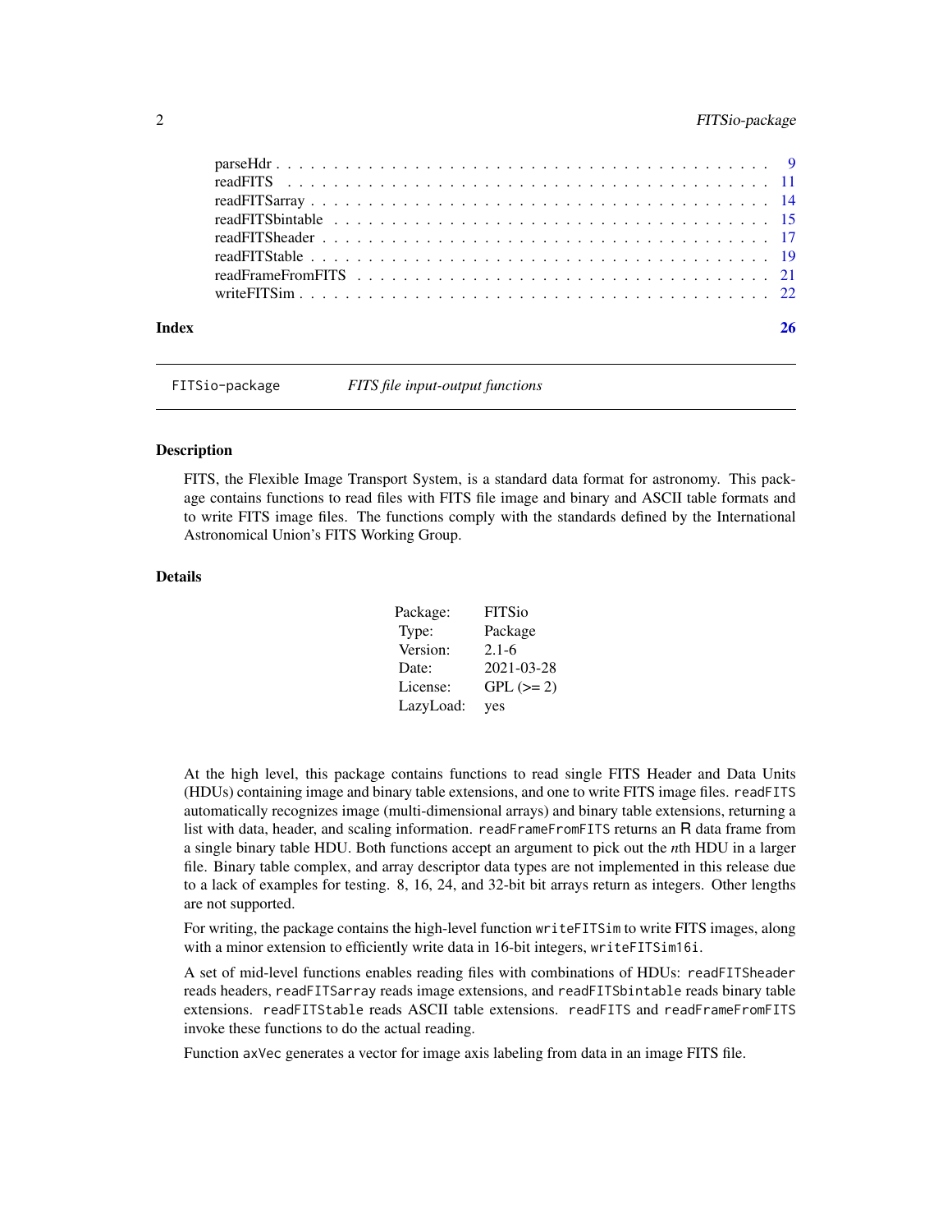parseHdr . . . . . . . . . . . . . . . . . . . . . . . . . . . . . . . . . . . . . . . . 9
readFITS . . . . . . . . . . . . . . . . . . . . . . . . . . . . . . . . . . . . . . . . 11
readFITSarray . . . . . . . . . . . . . . . . . . . . . . . . . . . . . . . . . . . . . 14
readFITSbintable . . . . . . . . . . . . . . . . . . . . . . . . . . . . . . . . . . . 15
readFITSheader . . . . . . . . . . . . . . . . . . . . . . . . . . . . . . . . . . . 17
readFITStable . . . . . . . . . . . . . . . . . . . . . . . . . . . . . . . . . . . . . 19
readFrameFromFITS . . . . . . . . . . . . . . . . . . . . . . . . . . . . . . . . . 21
writeFITSim . . . . . . . . . . . . . . . . . . . . . . . . . . . . . . . . . . . . . . 22

**Index** **26**

---

`FITSio-package` *FITS file input-output functions*

---

### Description

FITS, the Flexible Image Transport System, is a standard data format for astronomy. This package contains functions to read files with FITS file image and binary and ASCII table formats and to write FITS image files. The functions comply with the standards defined by the International Astronomical Union's FITS Working Group.

### Details

| | |
|---|---|
| Package: | FITSio |
| Type: | Package |
| Version: | 2.1-6 |
| Date: | 2021-03-28 |
| License: | GPL (>= 2) |
| LazyLoad: | yes |

At the high level, this package contains functions to read single FITS Header and Data Units (HDUs) containing image and binary table extensions, and one to write FITS image files. `readFITS` automatically recognizes image (multi-dimensional arrays) and binary table extensions, returning a list with data, header, and scaling information. `readFrameFromFITS` returns an R data frame from a single binary table HDU. Both functions accept an argument to pick out the *n*th HDU in a larger file. Binary table complex, and array descriptor data types are not implemented in this release due to a lack of examples for testing. 8, 16, 24, and 32-bit bit arrays return as integers. Other lengths are not supported.

For writing, the package contains the high-level function `writeFITSim` to write FITS images, along with a minor extension to efficiently write data in 16-bit integers, `writeFITSim16i`.

A set of mid-level functions enables reading files with combinations of HDUs: `readFITSheader` reads headers, `readFITSarray` reads image extensions, and `readFITSbintable` reads binary table extensions. `readFITStable` reads ASCII table extensions. `readFITS` and `readFrameFromFITS` invoke these functions to do the actual reading.

Function `axVec` generates a vector for image axis labeling from data in an image FITS file.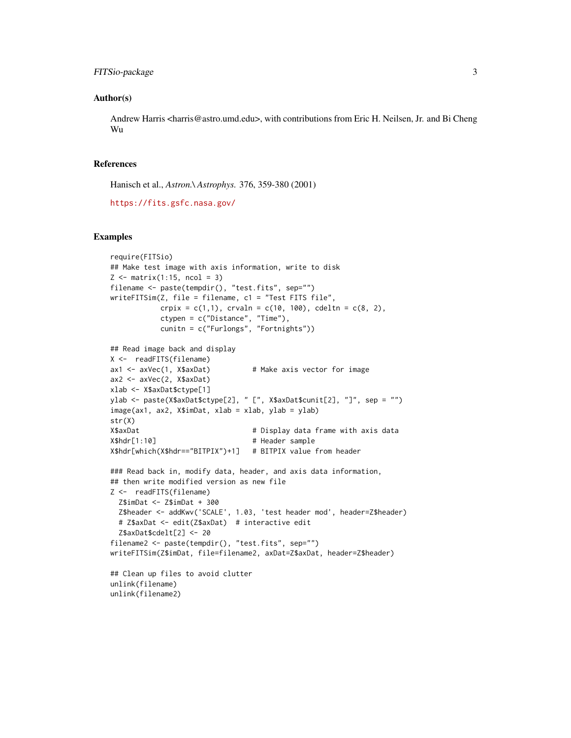## Author(s)

Andrew Harris <harris@astro.umd.edu>, with contributions from Eric H. Neilsen, Jr. and Bi Cheng Wu

## References

Hanisch et al., *Astron.\ Astrophys.* 376, 359-380 (2001)

https://fits.gsfc.nasa.gov/

## Examples

```
require(FITSio)
## Make test image with axis information, write to disk
Z <- matrix(1:15, ncol = 3)
filename <- paste(tempdir(), "test.fits", sep="")
writeFITSim(Z, file = filename, c1 = "Test FITS file",
            crpix = c(1,1), crvaln = c(10, 100), cdeltn = c(8, 2),
            ctypen = c("Distance", "Time"),
            cunitn = c("Furlongs", "Fortnights"))

## Read image back and display
X <-  readFITS(filename)
ax1 <- axVec(1, X$axDat)          # Make axis vector for image
ax2 <- axVec(2, X$axDat)
xlab <- X$axDat$ctype[1]
ylab <- paste(X$axDat$ctype[2], " [", X$axDat$cunit[2], "]", sep = "")
image(ax1, ax2, X$imDat, xlab = xlab, ylab = ylab)
str(X)
X$axDat                           # Display data frame with axis data
X$hdr[1:10]                       # Header sample
X$hdr[which(X$hdr=="BITPIX")+1]   # BITPIX value from header

### Read back in, modify data, header, and axis data information,
## then write modified version as new file
Z <-  readFITS(filename)
  Z$imDat <- Z$imDat + 300
  Z$header <- addKwv('SCALE', 1.03, 'test header mod', header=Z$header)
  # Z$axDat <- edit(Z$axDat)  # interactive edit
  Z$axDat$cdelt[2] <- 20
filename2 <- paste(tempdir(), "test.fits", sep="")
writeFITSim(Z$imDat, file=filename2, axDat=Z$axDat, header=Z$header)

## Clean up files to avoid clutter
unlink(filename)
unlink(filename2)
```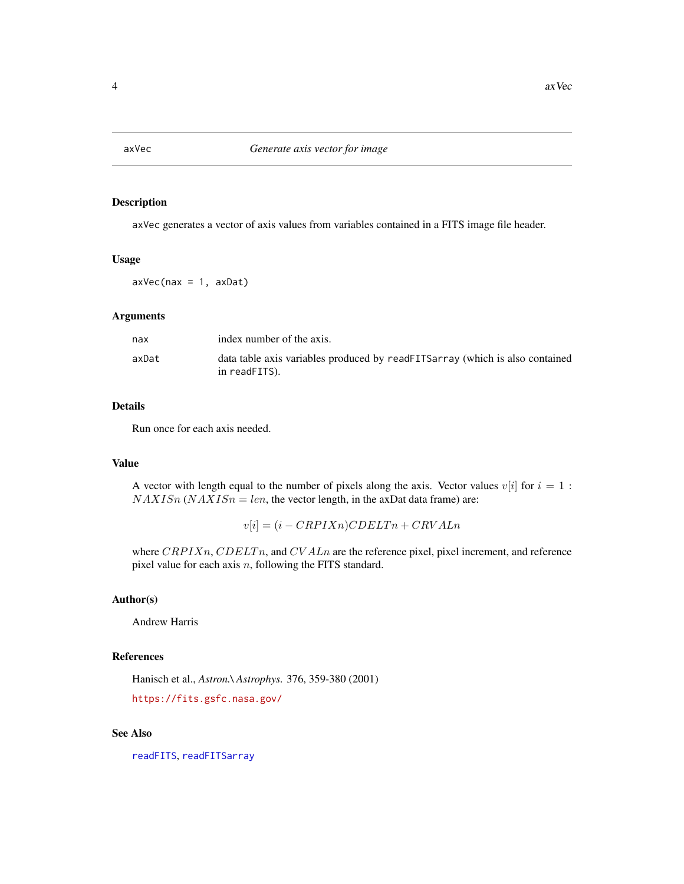# axVec — *Generate axis vector for image*

## Description

axVec generates a vector of axis values from variables contained in a FITS image file header.

## Usage

```
axVec(nax = 1, axDat)
```

## Arguments

| | |
|---|---|
| nax | index number of the axis. |
| axDat | data table axis variables produced by readFITSarray (which is also contained in readFITS). |

## Details

Run once for each axis needed.

## Value

A vector with length equal to the number of pixels along the axis. Vector values $v[i]$ for $i = 1 : NAXISn$ ($NAXISn = len$, the vector length, in the axDat data frame) are:

$$v[i] = (i - CRPIXn)CDELTn + CRVALn$$

where $CRPIXn$, $CDELTn$, and $CVALn$ are the reference pixel, pixel increment, and reference pixel value for each axis $n$, following the FITS standard.

## Author(s)

Andrew Harris

## References

Hanisch et al., *Astron.\ Astrophys.* 376, 359-380 (2001)

https://fits.gsfc.nasa.gov/

## See Also

readFITS, readFITSarray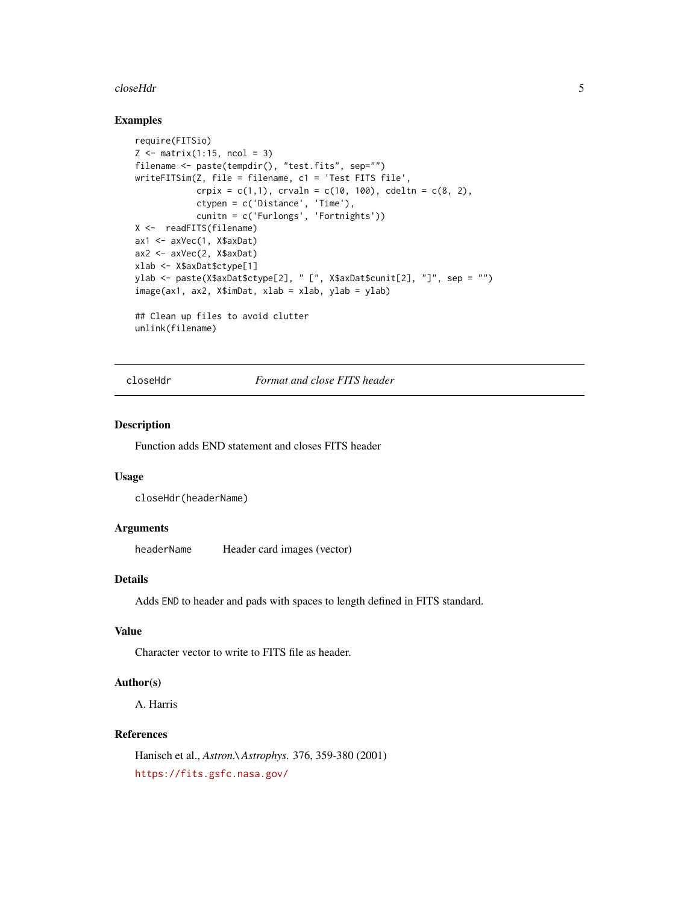## Examples

```
require(FITSio)
Z <- matrix(1:15, ncol = 3)
filename <- paste(tempdir(), "test.fits", sep="")
writeFITSim(Z, file = filename, c1 = 'Test FITS file',
            crpix = c(1,1), crvaln = c(10, 100), cdeltn = c(8, 2),
            ctypen = c('Distance', 'Time'),
            cunitn = c('Furlongs', 'Fortnights'))
X <-  readFITS(filename)
ax1 <- axVec(1, X$axDat)
ax2 <- axVec(2, X$axDat)
xlab <- X$axDat$ctype[1]
ylab <- paste(X$axDat$ctype[2], " [", X$axDat$cunit[2], "]", sep = "")
image(ax1, ax2, X$imDat, xlab = xlab, ylab = ylab)

## Clean up files to avoid clutter
unlink(filename)
```

---

`closeHdr` *Format and close FITS header*

---

## Description

Function adds END statement and closes FITS header

## Usage

```
closeHdr(headerName)
```

## Arguments

| | |
|---|---|
| headerName | Header card images (vector) |

## Details

Adds `END` to header and pads with spaces to length defined in FITS standard.

## Value

Character vector to write to FITS file as header.

## Author(s)

A. Harris

## References

Hanisch et al., *Astron.\ Astrophys.* 376, 359-380 (2001)

https://fits.gsfc.nasa.gov/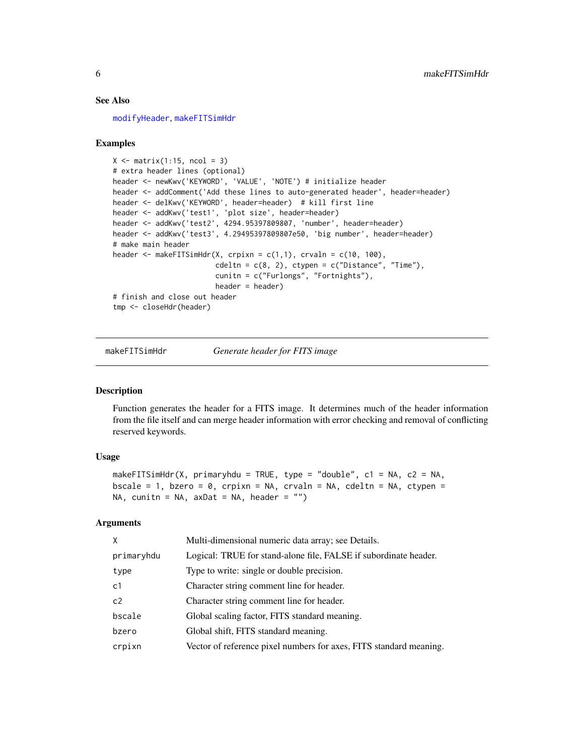### See Also

modifyHeader, makeFITSimHdr

### Examples

```
X <- matrix(1:15, ncol = 3)
# extra header lines (optional)
header <- newKwv('KEYWORD', 'VALUE', 'NOTE') # initialize header
header <- addComment('Add these lines to auto-generated header', header=header)
header <- delKwv('KEYWORD', header=header)  # kill first line
header <- addKwv('test1', 'plot size', header=header)
header <- addKwv('test2', 4294.95397809807, 'number', header=header)
header <- addKwv('test3', 4.29495397809807e50, 'big number', header=header)
# make main header
header <- makeFITSimHdr(X, crpixn = c(1,1), crvaln = c(10, 100),
                        cdeltn = c(8, 2), ctypen = c("Distance", "Time"),
                        cunitn = c("Furlongs", "Fortnights"),
                        header = header)
# finish and close out header
tmp <- closeHdr(header)
```

---

## makeFITSimHdr — *Generate header for FITS image*

### Description

Function generates the header for a FITS image. It determines much of the header information from the file itself and can merge header information with error checking and removal of conflicting reserved keywords.

### Usage

```
makeFITSimHdr(X, primaryhdu = TRUE, type = "double", c1 = NA, c2 = NA,
bscale = 1, bzero = 0, crpixn = NA, crvaln = NA, cdeltn = NA, ctypen =
NA, cunitn = NA, axDat = NA, header = "")
```

### Arguments

| | |
|---|---|
| X | Multi-dimensional numeric data array; see Details. |
| primaryhdu | Logical: TRUE for stand-alone file, FALSE if subordinate header. |
| type | Type to write: single or double precision. |
| c1 | Character string comment line for header. |
| c2 | Character string comment line for header. |
| bscale | Global scaling factor, FITS standard meaning. |
| bzero | Global shift, FITS standard meaning. |
| crpixn | Vector of reference pixel numbers for axes, FITS standard meaning. |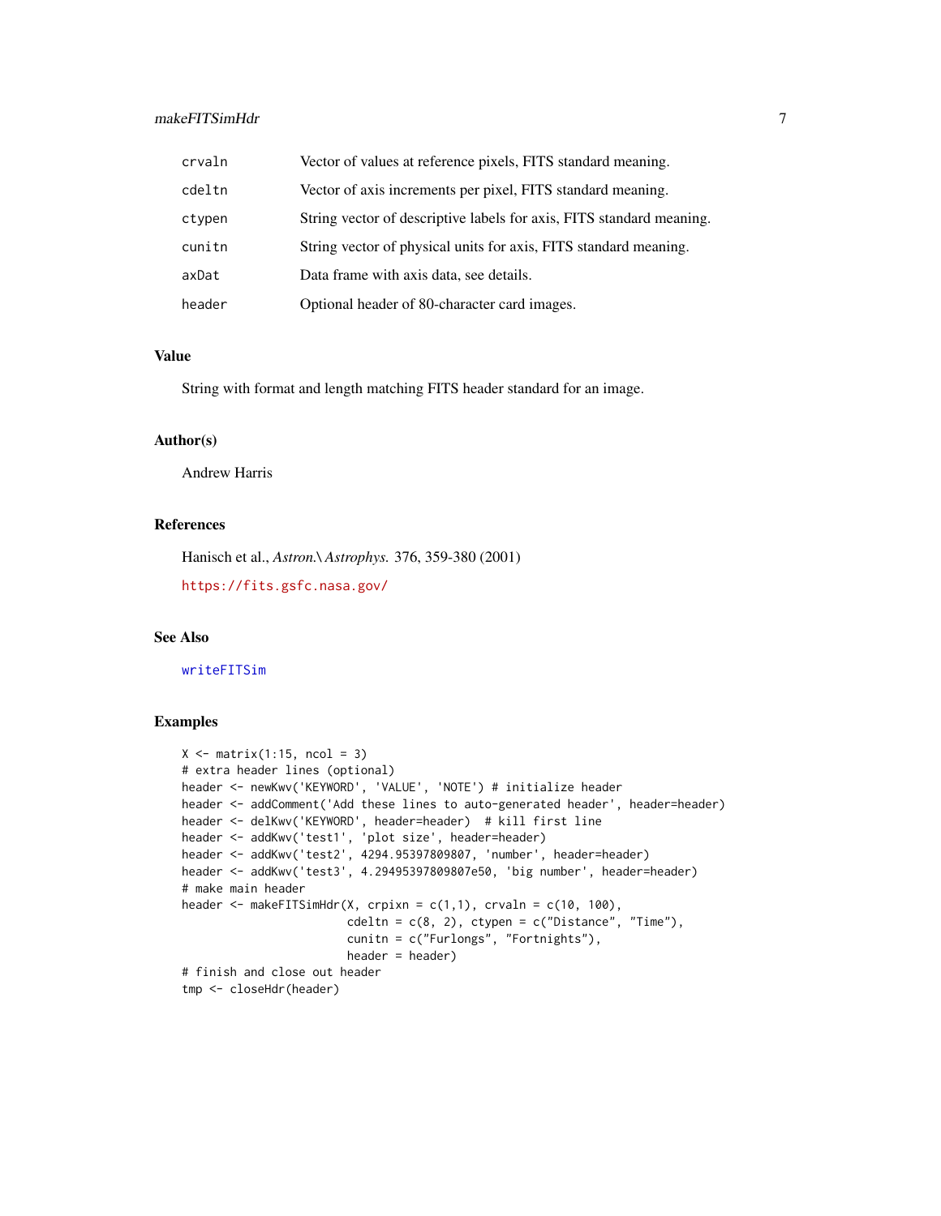| | |
|---|---|
| crvaln | Vector of values at reference pixels, FITS standard meaning. |
| cdeltn | Vector of axis increments per pixel, FITS standard meaning. |
| ctypen | String vector of descriptive labels for axis, FITS standard meaning. |
| cunitn | String vector of physical units for axis, FITS standard meaning. |
| axDat | Data frame with axis data, see details. |
| header | Optional header of 80-character card images. |

## Value

String with format and length matching FITS header standard for an image.

## Author(s)

Andrew Harris

## References

Hanisch et al., *Astron.\ Astrophys.* 376, 359-380 (2001)

https://fits.gsfc.nasa.gov/

## See Also

writeFITSim

## Examples

```
X <- matrix(1:15, ncol = 3)
# extra header lines (optional)
header <- newKwv('KEYWORD', 'VALUE', 'NOTE') # initialize header
header <- addComment('Add these lines to auto-generated header', header=header)
header <- delKwv('KEYWORD', header=header)  # kill first line
header <- addKwv('test1', 'plot size', header=header)
header <- addKwv('test2', 4294.95397809807, 'number', header=header)
header <- addKwv('test3', 4.29495397809807e50, 'big number', header=header)
# make main header
header <- makeFITSimHdr(X, crpixn = c(1,1), crvaln = c(10, 100),
                        cdeltn = c(8, 2), ctypen = c("Distance", "Time"),
                        cunitn = c("Furlongs", "Fortnights"),
                        header = header)
# finish and close out header
tmp <- closeHdr(header)
```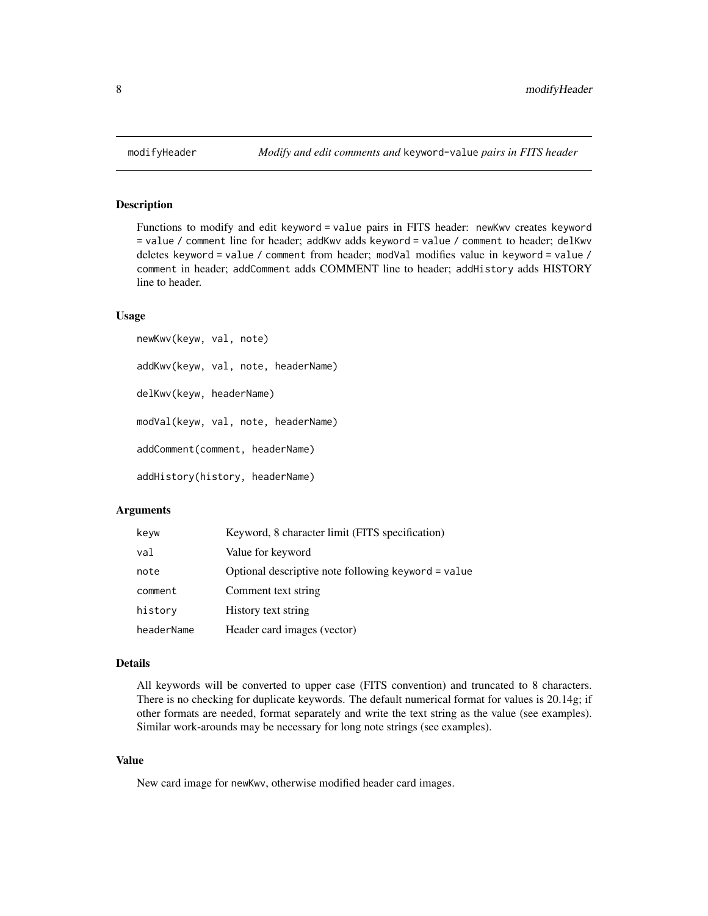# modifyHeader — *Modify and edit comments and* `keyword-value` *pairs in FITS header*

## Description

Functions to modify and edit `keyword = value` pairs in FITS header: `newKwv` creates `keyword = value / comment` line for header; `addKwv` adds `keyword = value / comment` to header; `delKwv` deletes `keyword = value / comment` from header; `modVal` modifies value in `keyword = value / comment` in header; `addComment` adds COMMENT line to header; `addHistory` adds HISTORY line to header.

## Usage

```
newKwv(keyw, val, note)

addKwv(keyw, val, note, headerName)

delKwv(keyw, headerName)

modVal(keyw, val, note, headerName)

addComment(comment, headerName)

addHistory(history, headerName)
```

## Arguments

| | |
|---|---|
| `keyw` | Keyword, 8 character limit (FITS specification) |
| `val` | Value for keyword |
| `note` | Optional descriptive note following `keyword = value` |
| `comment` | Comment text string |
| `history` | History text string |
| `headerName` | Header card images (vector) |

## Details

All keywords will be converted to upper case (FITS convention) and truncated to 8 characters. There is no checking for duplicate keywords. The default numerical format for values is 20.14g; if other formats are needed, format separately and write the text string as the value (see examples). Similar work-arounds may be necessary for long note strings (see examples).

## Value

New card image for `newKwv`, otherwise modified header card images.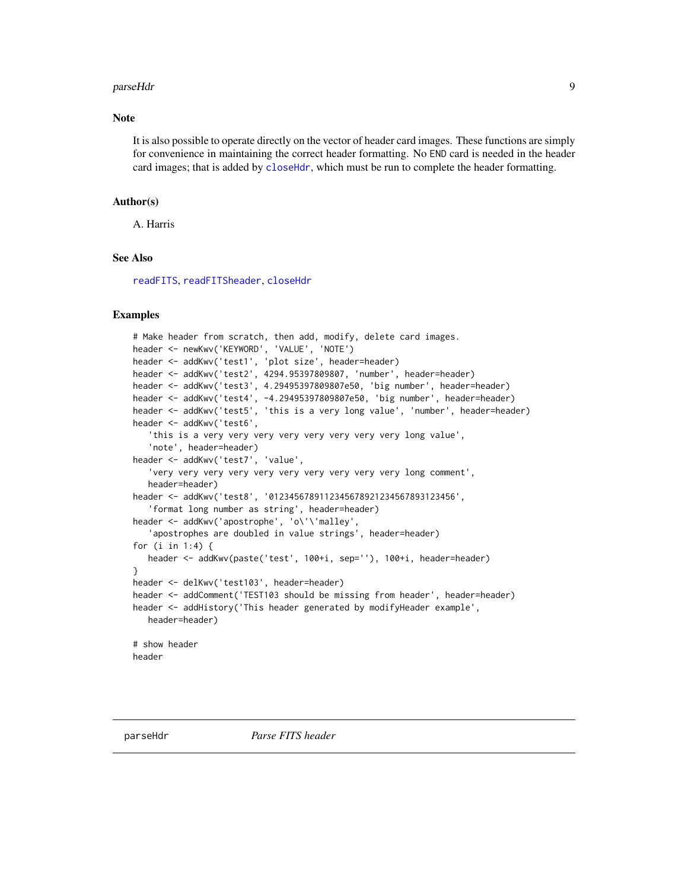## Note

It is also possible to operate directly on the vector of header card images. These functions are simply for convenience in maintaining the correct header formatting. No END card is needed in the header card images; that is added by closeHdr, which must be run to complete the header formatting.

## Author(s)

A. Harris

## See Also

readFITS, readFITSheader, closeHdr

## Examples

```
# Make header from scratch, then add, modify, delete card images.
header <- newKwv('KEYWORD', 'VALUE', 'NOTE')
header <- addKwv('test1', 'plot size', header=header)
header <- addKwv('test2', 4294.95397809807, 'number', header=header)
header <- addKwv('test3', 4.29495397809807e50, 'big number', header=header)
header <- addKwv('test4', -4.29495397809807e50, 'big number', header=header)
header <- addKwv('test5', 'this is a very long value', 'number', header=header)
header <- addKwv('test6',
   'this is a very very very very very very very very long value',
   'note', header=header)
header <- addKwv('test7', 'value',
   'very very very very very very very very very very long comment',
   header=header)
header <- addKwv('test8', '0123456789112345678921234567893123456',
   'format long number as string', header=header)
header <- addKwv('apostrophe', 'o\'\'malley',
   'apostrophes are doubled in value strings', header=header)
for (i in 1:4) {
   header <- addKwv(paste('test', 100+i, sep=''), 100+i, header=header)
}
header <- delKwv('test103', header=header)
header <- addComment('TEST103 should be missing from header', header=header)
header <- addHistory('This header generated by modifyHeader example',
   header=header)

# show header
header
```

---

parseHdr *Parse FITS header*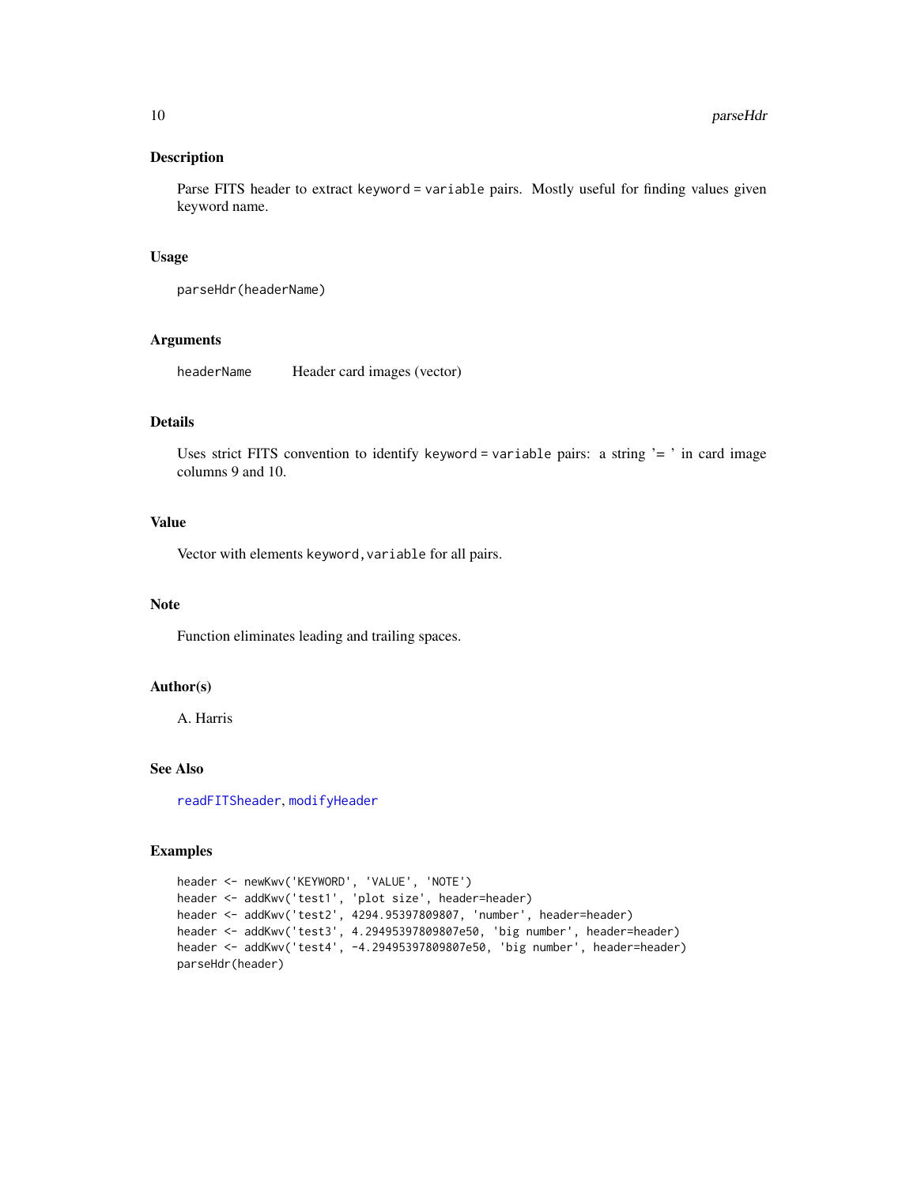## Description

Parse FITS header to extract `keyword = variable` pairs. Mostly useful for finding values given keyword name.

## Usage

```
parseHdr(headerName)
```

## Arguments

| | |
|---|---|
| `headerName` | Header card images (vector) |

## Details

Uses strict FITS convention to identify `keyword = variable` pairs: a string '= ' in card image columns 9 and 10.

## Value

Vector with elements `keyword,variable` for all pairs.

## Note

Function eliminates leading and trailing spaces.

## Author(s)

A. Harris

## See Also

`readFITSheader`, `modifyHeader`

## Examples

```
header <- newKwv('KEYWORD', 'VALUE', 'NOTE')
header <- addKwv('test1', 'plot size', header=header)
header <- addKwv('test2', 4294.95397809807, 'number', header=header)
header <- addKwv('test3', 4.29495397809807e50, 'big number', header=header)
header <- addKwv('test4', -4.29495397809807e50, 'big number', header=header)
parseHdr(header)
```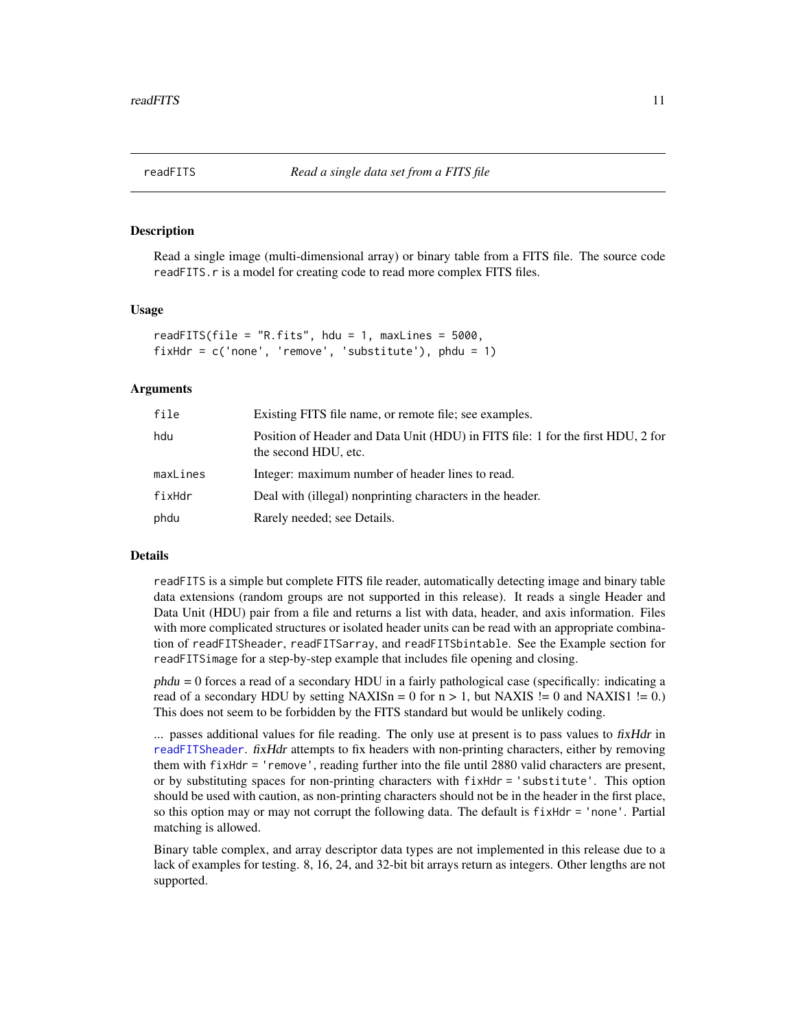# readFITS — *Read a single data set from a FITS file*

## Description

Read a single image (multi-dimensional array) or binary table from a FITS file. The source code `readFITS.r` is a model for creating code to read more complex FITS files.

## Usage

```
readFITS(file = "R.fits", hdu = 1, maxLines = 5000,
fixHdr = c('none', 'remove', 'substitute'), phdu = 1)
```

## Arguments

| | |
|---|---|
| `file` | Existing FITS file name, or remote file; see examples. |
| `hdu` | Position of Header and Data Unit (HDU) in FITS file: 1 for the first HDU, 2 for the second HDU, etc. |
| `maxLines` | Integer: maximum number of header lines to read. |
| `fixHdr` | Deal with (illegal) nonprinting characters in the header. |
| `phdu` | Rarely needed; see Details. |

## Details

`readFITS` is a simple but complete FITS file reader, automatically detecting image and binary table data extensions (random groups are not supported in this release). It reads a single Header and Data Unit (HDU) pair from a file and returns a list with data, header, and axis information. Files with more complicated structures or isolated header units can be read with an appropriate combination of `readFITSheader`, `readFITSarray`, and `readFITSbintable`. See the Example section for `readFITSimage` for a step-by-step example that includes file opening and closing.

*phdu* = 0 forces a read of a secondary HDU in a fairly pathological case (specifically: indicating a read of a secondary HDU by setting NAXISn = 0 for n > 1, but NAXIS != 0 and NAXIS1 != 0.) This does not seem to be forbidden by the FITS standard but would be unlikely coding.

... passes additional values for file reading. The only use at present is to pass values to *fixHdr* in `readFITSheader`. *fixHdr* attempts to fix headers with non-printing characters, either by removing them with `fixHdr = 'remove'`, reading further into the file until 2880 valid characters are present, or by substituting spaces for non-printing characters with `fixHdr = 'substitute'`. This option should be used with caution, as non-printing characters should not be in the header in the first place, so this option may or may not corrupt the following data. The default is `fixHdr = 'none'`. Partial matching is allowed.

Binary table complex, and array descriptor data types are not implemented in this release due to a lack of examples for testing. 8, 16, 24, and 32-bit bit arrays return as integers. Other lengths are not supported.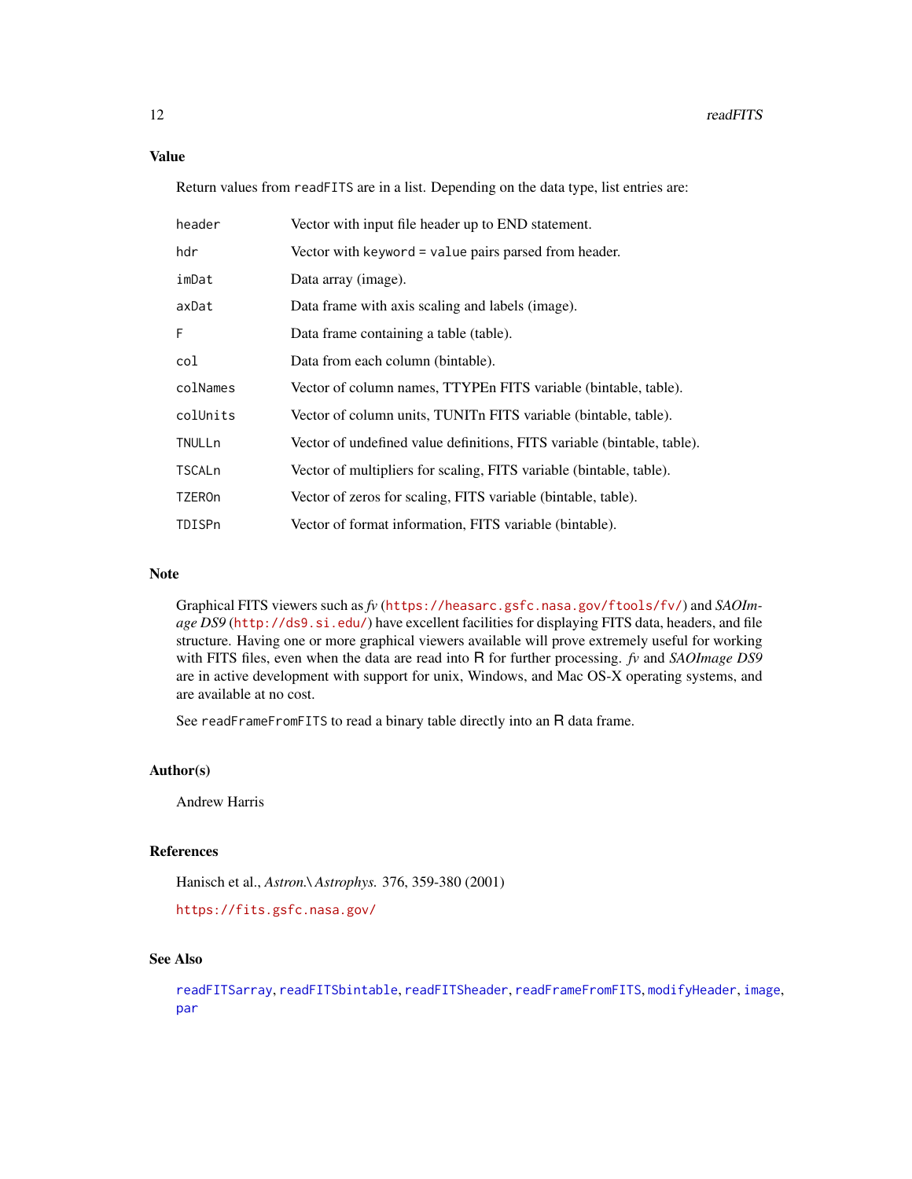## Value

Return values from `readFITS` are in a list. Depending on the data type, list entries are:

| | |
|---|---|
| `header` | Vector with input file header up to END statement. |
| `hdr` | Vector with `keyword = value` pairs parsed from header. |
| `imDat` | Data array (image). |
| `axDat` | Data frame with axis scaling and labels (image). |
| `F` | Data frame containing a table (table). |
| `col` | Data from each column (bintable). |
| `colNames` | Vector of column names, TTYPEn FITS variable (bintable, table). |
| `colUnits` | Vector of column units, TUNITn FITS variable (bintable, table). |
| `TNULLn` | Vector of undefined value definitions, FITS variable (bintable, table). |
| `TSCALn` | Vector of multipliers for scaling, FITS variable (bintable, table). |
| `TZEROn` | Vector of zeros for scaling, FITS variable (bintable, table). |
| `TDISPn` | Vector of format information, FITS variable (bintable). |

## Note

Graphical FITS viewers such as *fv* (https://heasarc.gsfc.nasa.gov/ftools/fv/) and *SAOImage DS9* (http://ds9.si.edu/) have excellent facilities for displaying FITS data, headers, and file structure. Having one or more graphical viewers available will prove extremely useful for working with FITS files, even when the data are read into R for further processing. *fv* and *SAOImage DS9* are in active development with support for unix, Windows, and Mac OS-X operating systems, and are available at no cost.

See `readFrameFromFITS` to read a binary table directly into an R data frame.

## Author(s)

Andrew Harris

## References

Hanisch et al., *Astron.\ Astrophys.* 376, 359-380 (2001)

https://fits.gsfc.nasa.gov/

## See Also

`readFITSarray`, `readFITSbintable`, `readFITSheader`, `readFrameFromFITS`, `modifyHeader`, `image`, `par`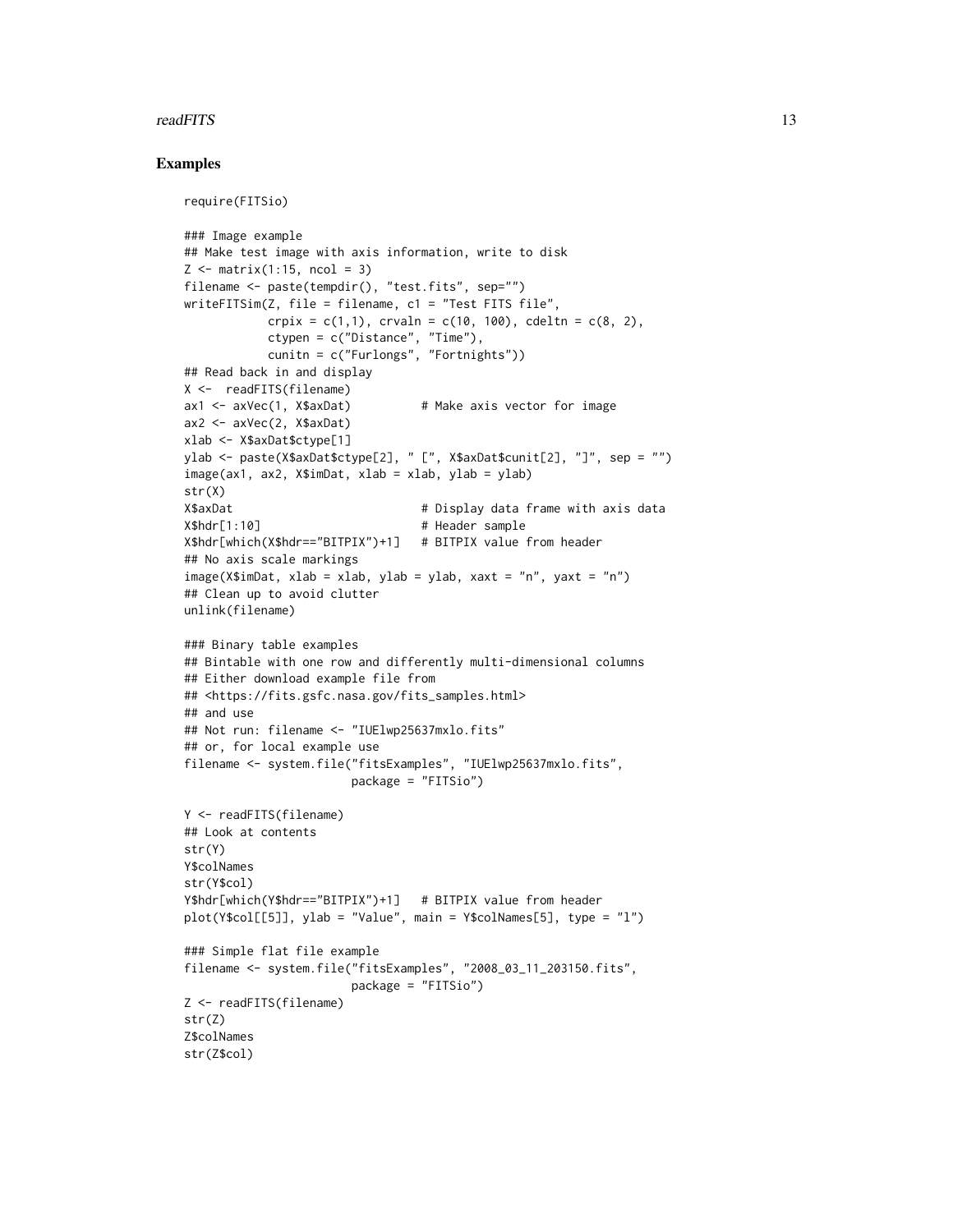## Examples

```
require(FITSio)

### Image example
## Make test image with axis information, write to disk
Z <- matrix(1:15, ncol = 3)
filename <- paste(tempdir(), "test.fits", sep="")
writeFITSim(Z, file = filename, c1 = "Test FITS file",
            crpix = c(1,1), crvaln = c(10, 100), cdeltn = c(8, 2),
            ctypen = c("Distance", "Time"),
            cunitn = c("Furlongs", "Fortnights"))
## Read back in and display
X <-  readFITS(filename)
ax1 <- axVec(1, X$axDat)          # Make axis vector for image
ax2 <- axVec(2, X$axDat)
xlab <- X$axDat$ctype[1]
ylab <- paste(X$axDat$ctype[2], " [", X$axDat$cunit[2], "]", sep = "")
image(ax1, ax2, X$imDat, xlab = xlab, ylab = ylab)
str(X)
X$axDat                           # Display data frame with axis data
X$hdr[1:10]                       # Header sample
X$hdr[which(X$hdr=="BITPIX")+1]   # BITPIX value from header
## No axis scale markings
image(X$imDat, xlab = xlab, ylab = ylab, xaxt = "n", yaxt = "n")
## Clean up to avoid clutter
unlink(filename)

### Binary table examples
## Bintable with one row and differently multi-dimensional columns
## Either download example file from
## <https://fits.gsfc.nasa.gov/fits_samples.html>
## and use
## Not run: filename <- "IUElwp25637mxlo.fits"
## or, for local example use
filename <- system.file("fitsExamples", "IUElwp25637mxlo.fits",
                        package = "FITSio")

Y <- readFITS(filename)
## Look at contents
str(Y)
Y$colNames
str(Y$col)
Y$hdr[which(Y$hdr=="BITPIX")+1]   # BITPIX value from header
plot(Y$col[[5]], ylab = "Value", main = Y$colNames[5], type = "l")

### Simple flat file example
filename <- system.file("fitsExamples", "2008_03_11_203150.fits",
                        package = "FITSio")
Z <- readFITS(filename)
str(Z)
Z$colNames
str(Z$col)
```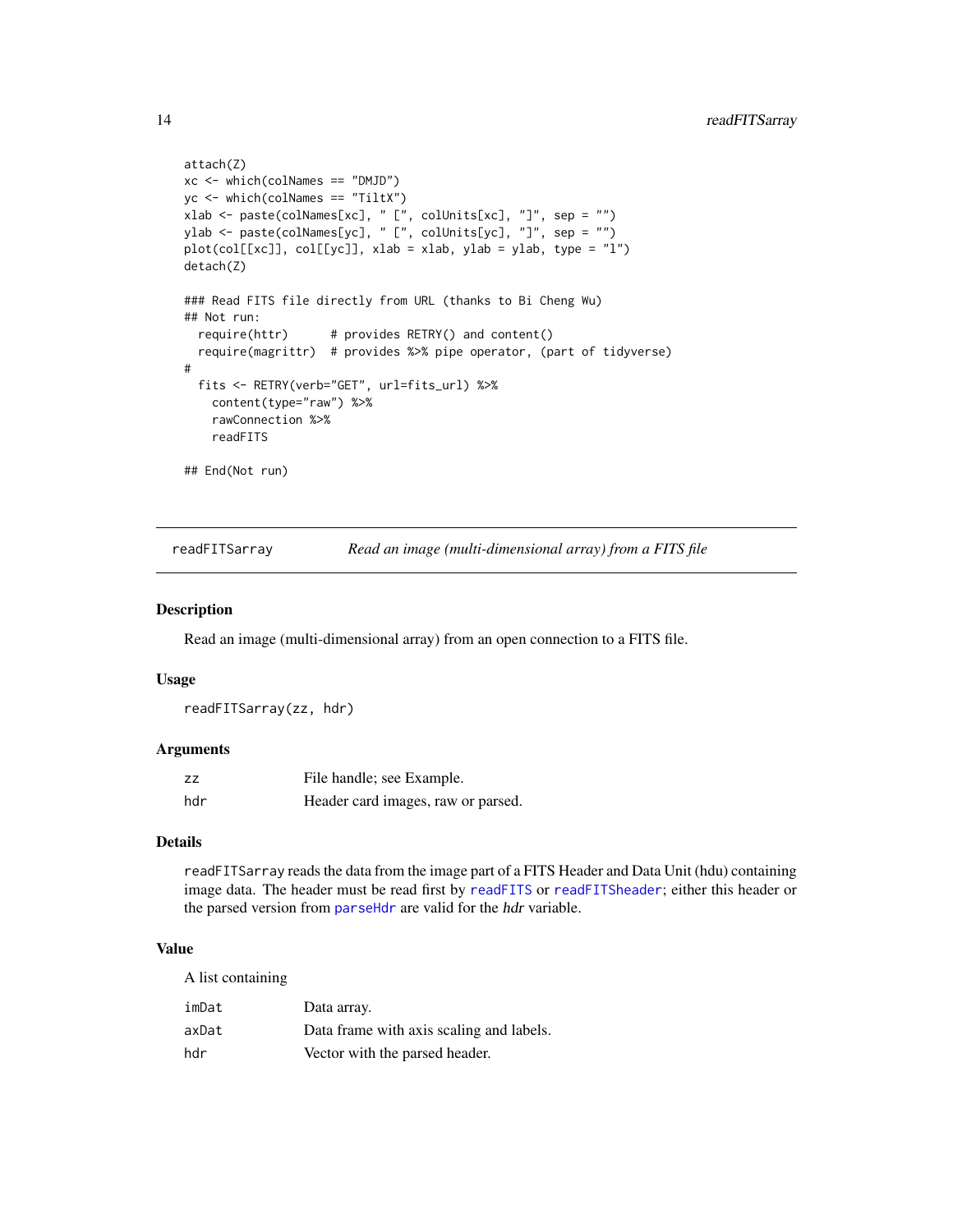```
attach(Z)
xc <- which(colNames == "DMJD")
yc <- which(colNames == "TiltX")
xlab <- paste(colNames[xc], " [", colUnits[xc], "]", sep = "")
ylab <- paste(colNames[yc], " [", colUnits[yc], "]", sep = "")
plot(col[[xc]], col[[yc]], xlab = xlab, ylab = ylab, type = "l")
detach(Z)

### Read FITS file directly from URL (thanks to Bi Cheng Wu)
## Not run:
  require(httr)      # provides RETRY() and content()
  require(magrittr)  # provides %>% pipe operator, (part of tidyverse)
#
  fits <- RETRY(verb="GET", url=fits_url) %>%
    content(type="raw") %>%
    rawConnection %>%
    readFITS

## End(Not run)
```

---

`readFITSarray` *Read an image (multi-dimensional array) from a FITS file*

---

### Description

Read an image (multi-dimensional array) from an open connection to a FITS file.

### Usage

```
readFITSarray(zz, hdr)
```

### Arguments

| | |
|---|---|
| `zz` | File handle; see Example. |
| `hdr` | Header card images, raw or parsed. |

### Details

`readFITSarray` reads the data from the image part of a FITS Header and Data Unit (hdu) containing image data. The header must be read first by `readFITS` or `readFITSheader`; either this header or the parsed version from `parseHdr` are valid for the *hdr* variable.

### Value

A list containing

| | |
|---|---|
| `imDat` | Data array. |
| `axDat` | Data frame with axis scaling and labels. |
| `hdr` | Vector with the parsed header. |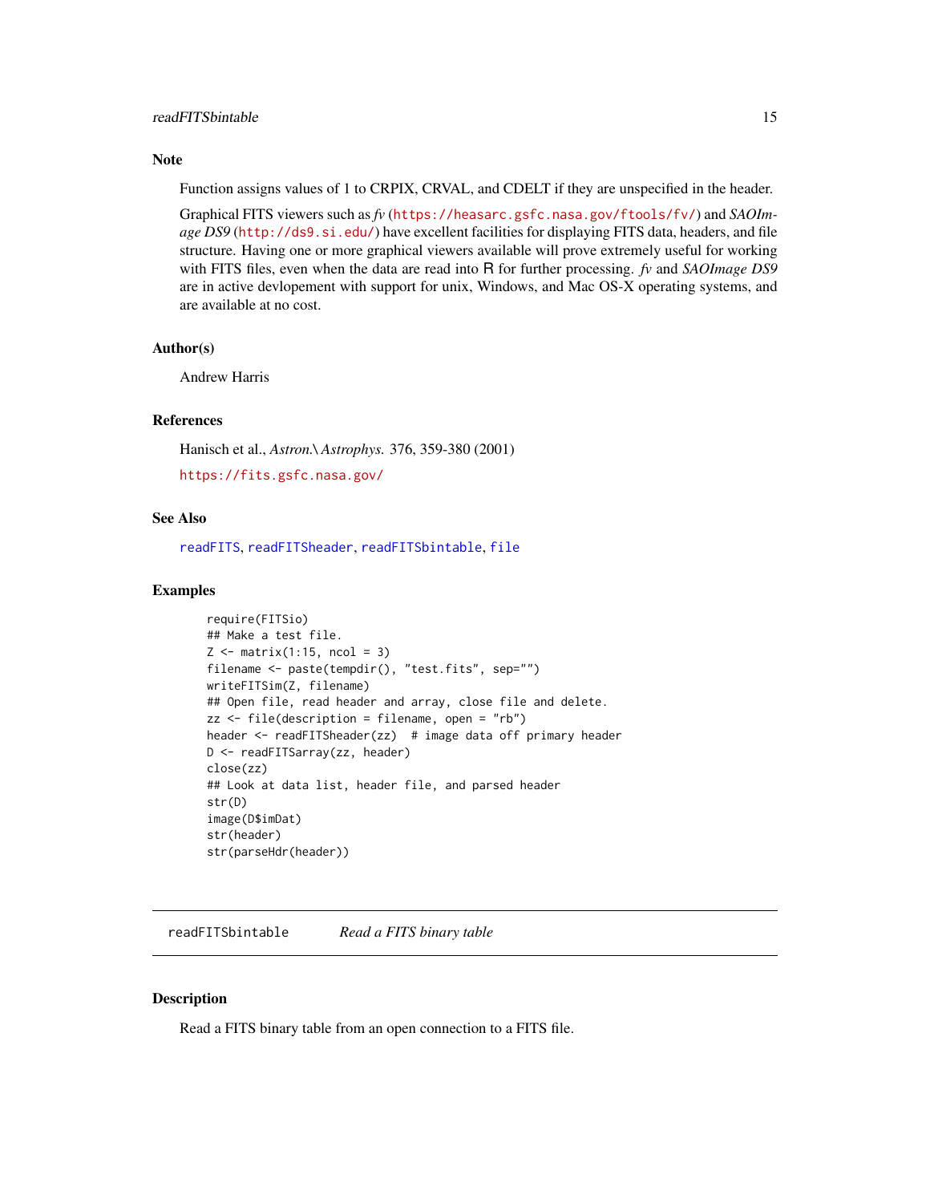### Note

Function assigns values of 1 to CRPIX, CRVAL, and CDELT if they are unspecified in the header.

Graphical FITS viewers such as *fv* (https://heasarc.gsfc.nasa.gov/ftools/fv/) and *SAOImage DS9* (http://ds9.si.edu/) have excellent facilities for displaying FITS data, headers, and file structure. Having one or more graphical viewers available will prove extremely useful for working with FITS files, even when the data are read into R for further processing. *fv* and *SAOImage DS9* are in active devlopement with support for unix, Windows, and Mac OS-X operating systems, and are available at no cost.

### Author(s)

Andrew Harris

### References

Hanisch et al., *Astron.\ Astrophys.* 376, 359-380 (2001)

https://fits.gsfc.nasa.gov/

### See Also

readFITS, readFITSheader, readFITSbintable, file

### Examples

```
require(FITSio)
## Make a test file.
Z <- matrix(1:15, ncol = 3)
filename <- paste(tempdir(), "test.fits", sep="")
writeFITSim(Z, filename)
## Open file, read header and array, close file and delete.
zz <- file(description = filename, open = "rb")
header <- readFITSheader(zz)  # image data off primary header
D <- readFITSarray(zz, header)
close(zz)
## Look at data list, header file, and parsed header
str(D)
image(D$imDat)
str(header)
str(parseHdr(header))
```

---

## readFITSbintable *Read a FITS binary table*

### Description

Read a FITS binary table from an open connection to a FITS file.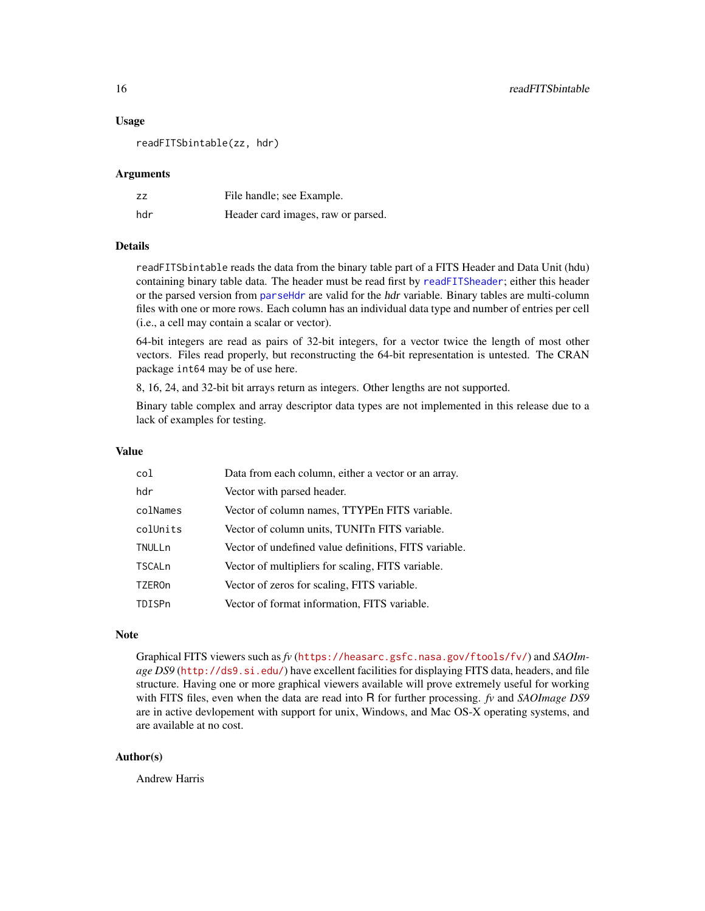### Usage

```
readFITSbintable(zz, hdr)
```

### Arguments

| | |
|---|---|
| zz | File handle; see Example. |
| hdr | Header card images, raw or parsed. |

### Details

readFITSbintable reads the data from the binary table part of a FITS Header and Data Unit (hdu) containing binary table data. The header must be read first by readFITSheader; either this header or the parsed version from parseHdr are valid for the *hdr* variable. Binary tables are multi-column files with one or more rows. Each column has an individual data type and number of entries per cell (i.e., a cell may contain a scalar or vector).

64-bit integers are read as pairs of 32-bit integers, for a vector twice the length of most other vectors. Files read properly, but reconstructing the 64-bit representation is untested. The CRAN package int64 may be of use here.

8, 16, 24, and 32-bit bit arrays return as integers. Other lengths are not supported.

Binary table complex and array descriptor data types are not implemented in this release due to a lack of examples for testing.

### Value

| | |
|---|---|
| col | Data from each column, either a vector or an array. |
| hdr | Vector with parsed header. |
| colNames | Vector of column names, TTYPEn FITS variable. |
| colUnits | Vector of column units, TUNITn FITS variable. |
| TNULLn | Vector of undefined value definitions, FITS variable. |
| TSCALn | Vector of multipliers for scaling, FITS variable. |
| TZEROn | Vector of zeros for scaling, FITS variable. |
| TDISPn | Vector of format information, FITS variable. |

### Note

Graphical FITS viewers such as *fv* (https://heasarc.gsfc.nasa.gov/ftools/fv/) and *SAOImage DS9* (http://ds9.si.edu/) have excellent facilities for displaying FITS data, headers, and file structure. Having one or more graphical viewers available will prove extremely useful for working with FITS files, even when the data are read into R for further processing. *fv* and *SAOImage DS9* are in active devlopement with support for unix, Windows, and Mac OS-X operating systems, and are available at no cost.

### Author(s)

Andrew Harris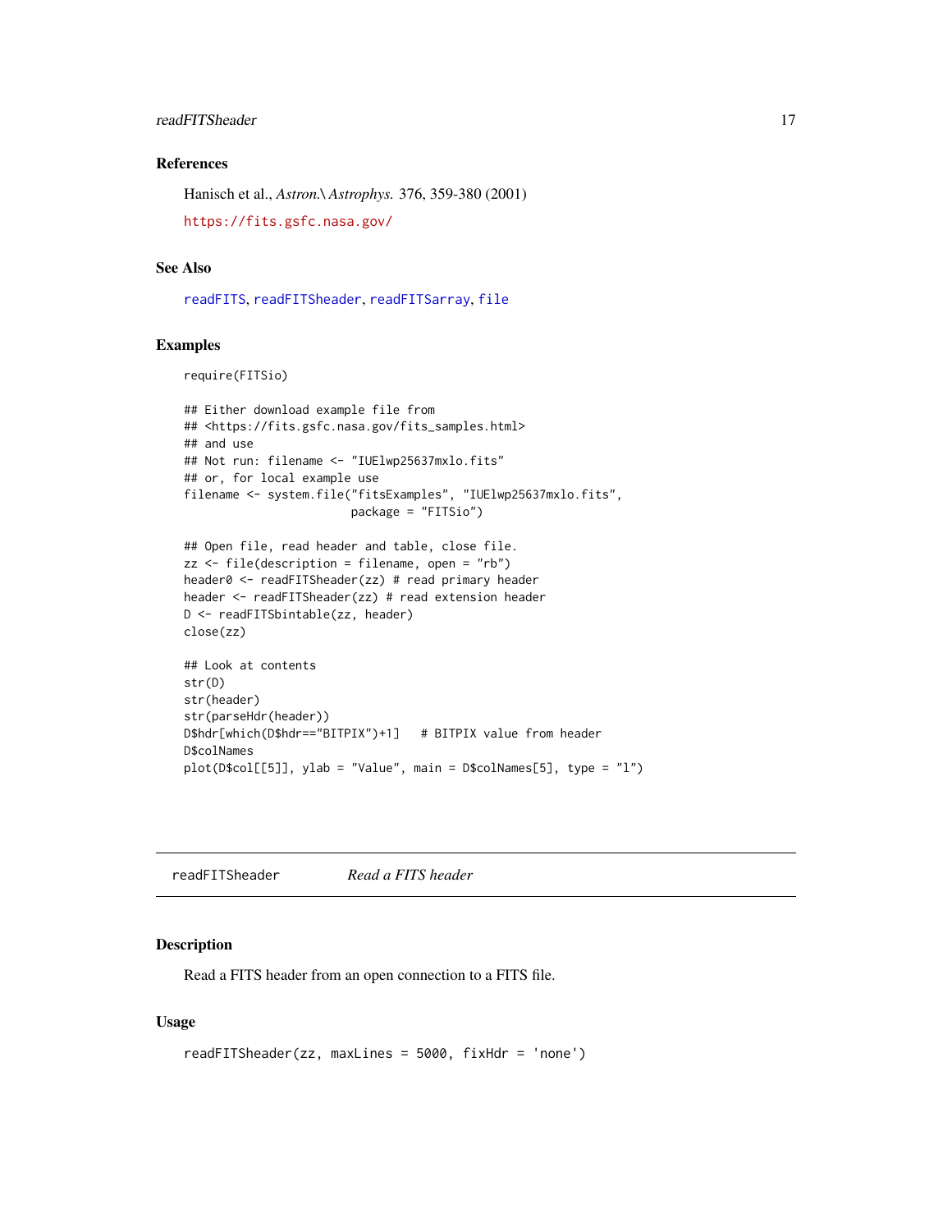## References

Hanisch et al., *Astron.\ Astrophys.* 376, 359-380 (2001)

https://fits.gsfc.nasa.gov/

## See Also

readFITS, readFITSheader, readFITSarray, file

## Examples

```
require(FITSio)

## Either download example file from
## <https://fits.gsfc.nasa.gov/fits_samples.html>
## and use
## Not run: filename <- "IUElwp25637mxlo.fits"
## or, for local example use
filename <- system.file("fitsExamples", "IUElwp25637mxlo.fits",
                        package = "FITSio")

## Open file, read header and table, close file.
zz <- file(description = filename, open = "rb")
header0 <- readFITSheader(zz) # read primary header
header <- readFITSheader(zz) # read extension header
D <- readFITSbintable(zz, header)
close(zz)

## Look at contents
str(D)
str(header)
str(parseHdr(header))
D$hdr[which(D$hdr=="BITPIX")+1]   # BITPIX value from header
D$colNames
plot(D$col[[5]], ylab = "Value", main = D$colNames[5], type = "l")
```

---

# readFITSheader    *Read a FITS header*

## Description

Read a FITS header from an open connection to a FITS file.

## Usage

```
readFITSheader(zz, maxLines = 5000, fixHdr = 'none')
```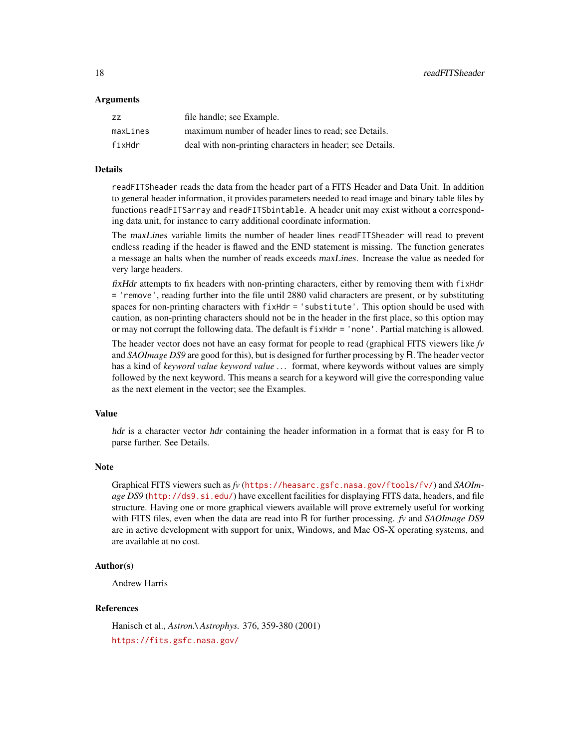### Arguments

| | |
|---|---|
| `zz` | file handle; see Example. |
| `maxLines` | maximum number of header lines to read; see Details. |
| `fixHdr` | deal with non-printing characters in header; see Details. |

### Details

`readFITSheader` reads the data from the header part of a FITS Header and Data Unit. In addition to general header information, it provides parameters needed to read image and binary table files by functions `readFITSarray` and `readFITSbintable`. A header unit may exist without a corresponding data unit, for instance to carry additional coordinate information.

The *maxLines* variable limits the number of header lines `readFITSheader` will read to prevent endless reading if the header is flawed and the END statement is missing. The function generates a message an halts when the number of reads exceeds *maxLines*. Increase the value as needed for very large headers.

*fixHdr* attempts to fix headers with non-printing characters, either by removing them with `fixHdr = 'remove'`, reading further into the file until 2880 valid characters are present, or by substituting spaces for non-printing characters with `fixHdr = 'substitute'`. This option should be used with caution, as non-printing characters should not be in the header in the first place, so this option may or may not corrupt the following data. The default is `fixHdr = 'none'`. Partial matching is allowed.

The header vector does not have an easy format for people to read (graphical FITS viewers like *fv* and *SAOImage DS9* are good for this), but is designed for further processing by R. The header vector has a kind of *keyword value keyword value ...* format, where keywords without values are simply followed by the next keyword. This means a search for a keyword will give the corresponding value as the next element in the vector; see the Examples.

### Value

*hdr* is a character vector *hdr* containing the header information in a format that is easy for R to parse further. See Details.

### Note

Graphical FITS viewers such as *fv* (https://heasarc.gsfc.nasa.gov/ftools/fv/) and *SAOImage DS9* (http://ds9.si.edu/) have excellent facilities for displaying FITS data, headers, and file structure. Having one or more graphical viewers available will prove extremely useful for working with FITS files, even when the data are read into R for further processing. *fv* and *SAOImage DS9* are in active development with support for unix, Windows, and Mac OS-X operating systems, and are available at no cost.

### Author(s)

Andrew Harris

### References

Hanisch et al., *Astron.\ Astrophys.* 376, 359-380 (2001)

https://fits.gsfc.nasa.gov/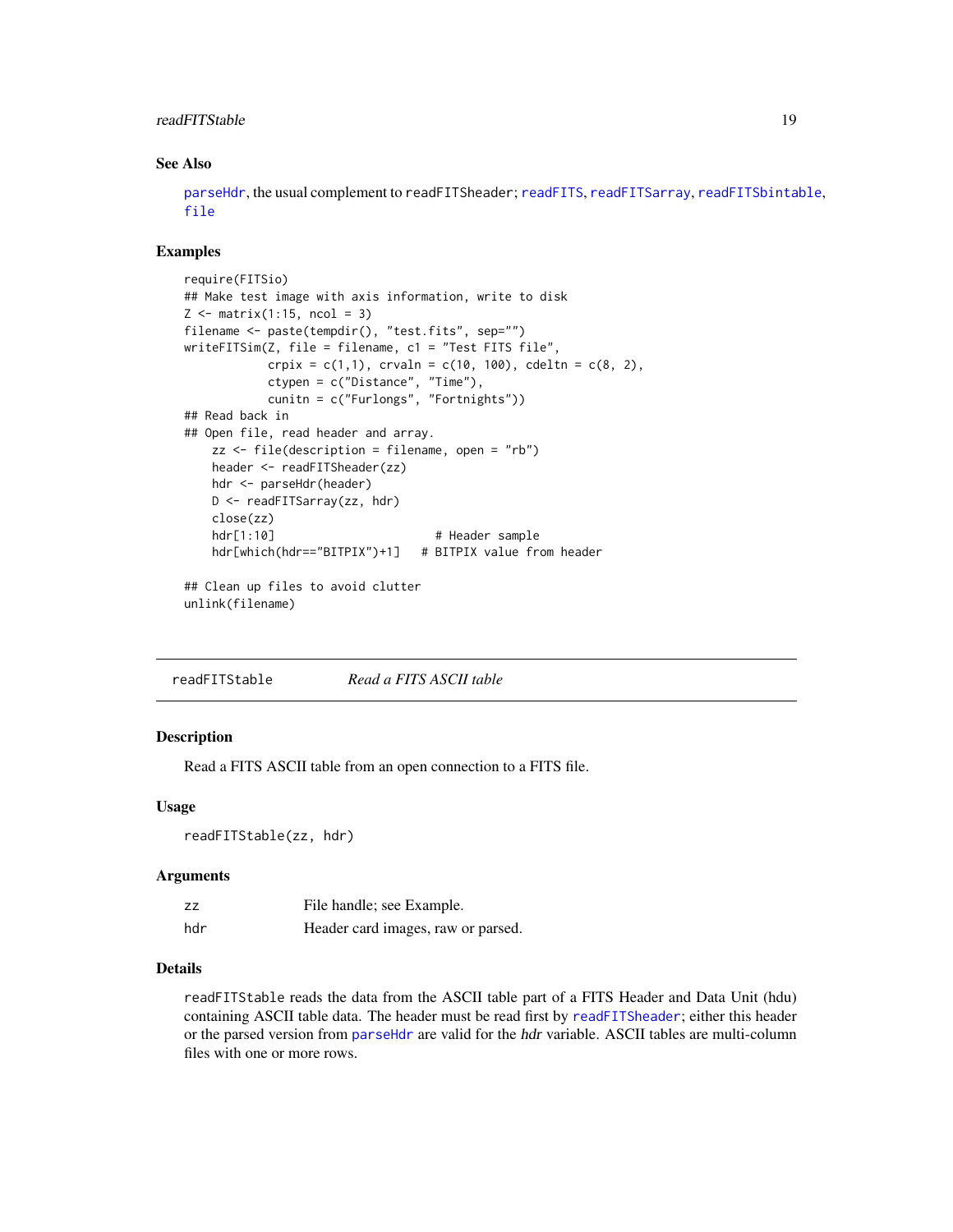### See Also

parseHdr, the usual complement to readFITSheader; readFITS, readFITSarray, readFITSbintable, file

### Examples

```
require(FITSio)
## Make test image with axis information, write to disk
Z <- matrix(1:15, ncol = 3)
filename <- paste(tempdir(), "test.fits", sep="")
writeFITSim(Z, file = filename, c1 = "Test FITS file",
            crpix = c(1,1), crvaln = c(10, 100), cdeltn = c(8, 2),
            ctypen = c("Distance", "Time"),
            cunitn = c("Furlongs", "Fortnights"))
## Read back in
## Open file, read header and array.
    zz <- file(description = filename, open = "rb")
    header <- readFITSheader(zz)
    hdr <- parseHdr(header)
    D <- readFITSarray(zz, hdr)
    close(zz)
    hdr[1:10]                       # Header sample
    hdr[which(hdr=="BITPIX")+1]   # BITPIX value from header

## Clean up files to avoid clutter
unlink(filename)
```

---

## readFITStable *Read a FITS ASCII table*

### Description

Read a FITS ASCII table from an open connection to a FITS file.

### Usage

```
readFITStable(zz, hdr)
```

### Arguments

| | |
|---|---|
| zz | File handle; see Example. |
| hdr | Header card images, raw or parsed. |

### Details

readFITStable reads the data from the ASCII table part of a FITS Header and Data Unit (hdu) containing ASCII table data. The header must be read first by readFITSheader; either this header or the parsed version from parseHdr are valid for the *hdr* variable. ASCII tables are multi-column files with one or more rows.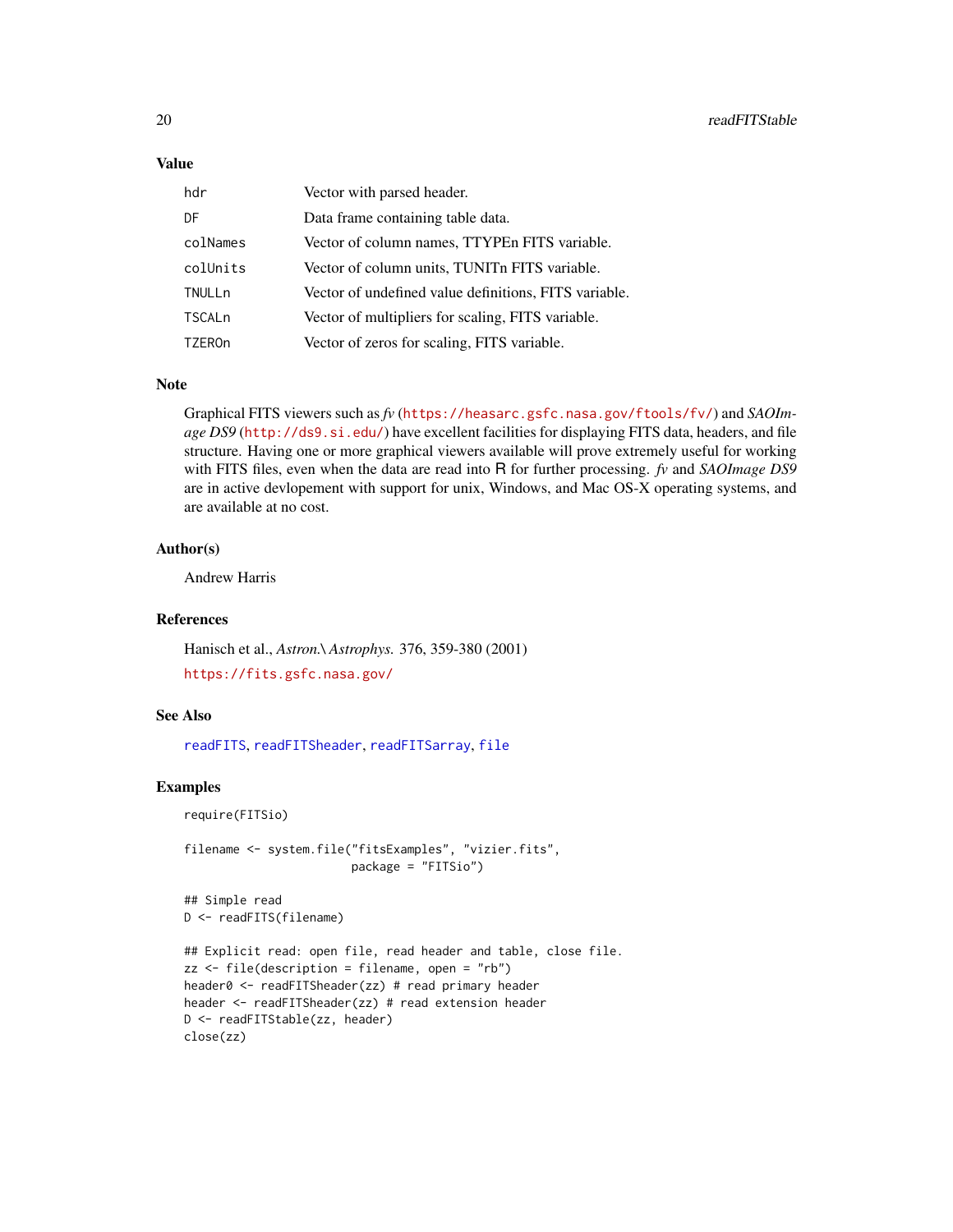### Value

| | |
|---|---|
| hdr | Vector with parsed header. |
| DF | Data frame containing table data. |
| colNames | Vector of column names, TTYPEn FITS variable. |
| colUnits | Vector of column units, TUNITn FITS variable. |
| TNULLn | Vector of undefined value definitions, FITS variable. |
| TSCALn | Vector of multipliers for scaling, FITS variable. |
| TZEROn | Vector of zeros for scaling, FITS variable. |

### Note

Graphical FITS viewers such as *fv* (https://heasarc.gsfc.nasa.gov/ftools/fv/) and *SAOImage DS9* (http://ds9.si.edu/) have excellent facilities for displaying FITS data, headers, and file structure. Having one or more graphical viewers available will prove extremely useful for working with FITS files, even when the data are read into R for further processing. *fv* and *SAOImage DS9* are in active devlopement with support for unix, Windows, and Mac OS-X operating systems, and are available at no cost.

### Author(s)

Andrew Harris

### References

Hanisch et al., *Astron.\ Astrophys.* 376, 359-380 (2001)

https://fits.gsfc.nasa.gov/

### See Also

readFITS, readFITSheader, readFITSarray, file

### Examples

```
require(FITSio)

filename <- system.file("fitsExamples", "vizier.fits",
                        package = "FITSio")

## Simple read
D <- readFITS(filename)

## Explicit read: open file, read header and table, close file.
zz <- file(description = filename, open = "rb")
header0 <- readFITSheader(zz) # read primary header
header <- readFITSheader(zz) # read extension header
D <- readFITStable(zz, header)
close(zz)
```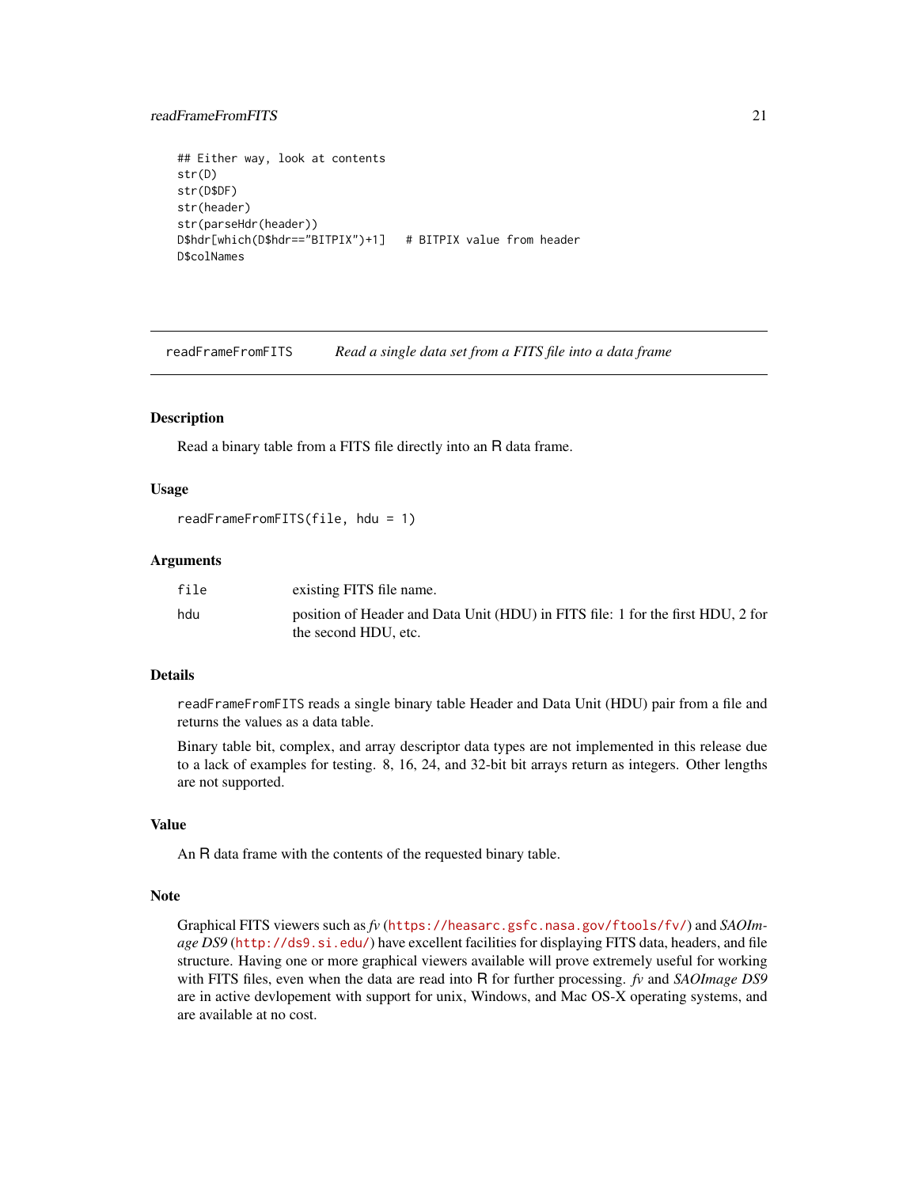```
## Either way, look at contents
str(D)
str(D$DF)
str(header)
str(parseHdr(header))
D$hdr[which(D$hdr=="BITPIX")+1]   # BITPIX value from header
D$colNames
```

---

`readFrameFromFITS` *Read a single data set from a FITS file into a data frame*

---

### Description

Read a binary table from a FITS file directly into an R data frame.

### Usage

```
readFrameFromFITS(file, hdu = 1)
```

### Arguments

| | |
|---|---|
| `file` | existing FITS file name. |
| `hdu` | position of Header and Data Unit (HDU) in FITS file: 1 for the first HDU, 2 for the second HDU, etc. |

### Details

`readFrameFromFITS` reads a single binary table Header and Data Unit (HDU) pair from a file and returns the values as a data table.

Binary table bit, complex, and array descriptor data types are not implemented in this release due to a lack of examples for testing. 8, 16, 24, and 32-bit bit arrays return as integers. Other lengths are not supported.

### Value

An R data frame with the contents of the requested binary table.

### Note

Graphical FITS viewers such as *fv* (https://heasarc.gsfc.nasa.gov/ftools/fv/) and *SAOImage DS9* (http://ds9.si.edu/) have excellent facilities for displaying FITS data, headers, and file structure. Having one or more graphical viewers available will prove extremely useful for working with FITS files, even when the data are read into R for further processing. *fv* and *SAOImage DS9* are in active devlopement with support for unix, Windows, and Mac OS-X operating systems, and are available at no cost.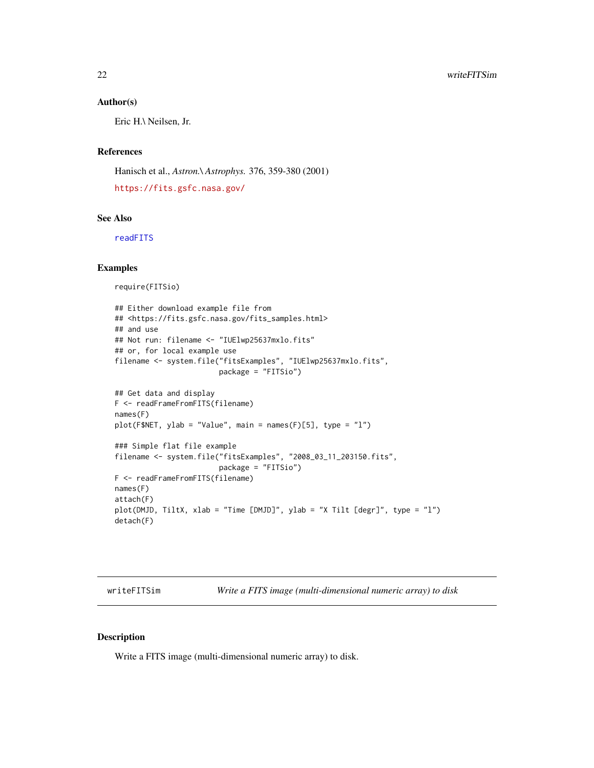## Author(s)

Eric H.\ Neilsen, Jr.

## References

Hanisch et al., *Astron.\ Astrophys.* 376, 359-380 (2001)

https://fits.gsfc.nasa.gov/

## See Also

readFITS

## Examples

```
require(FITSio)

## Either download example file from
## <https://fits.gsfc.nasa.gov/fits_samples.html>
## and use
## Not run: filename <- "IUElwp25637mxlo.fits"
## or, for local example use
filename <- system.file("fitsExamples", "IUElwp25637mxlo.fits",
                        package = "FITSio")

## Get data and display
F <- readFrameFromFITS(filename)
names(F)
plot(F$NET, ylab = "Value", main = names(F)[5], type = "l")

### Simple flat file example
filename <- system.file("fitsExamples", "2008_03_11_203150.fits",
                        package = "FITSio")
F <- readFrameFromFITS(filename)
names(F)
attach(F)
plot(DMJD, TiltX, xlab = "Time [DMJD]", ylab = "X Tilt [degr]", type = "l")
detach(F)
```

---

# writeFITSim — *Write a FITS image (multi-dimensional numeric array) to disk*

## Description

Write a FITS image (multi-dimensional numeric array) to disk.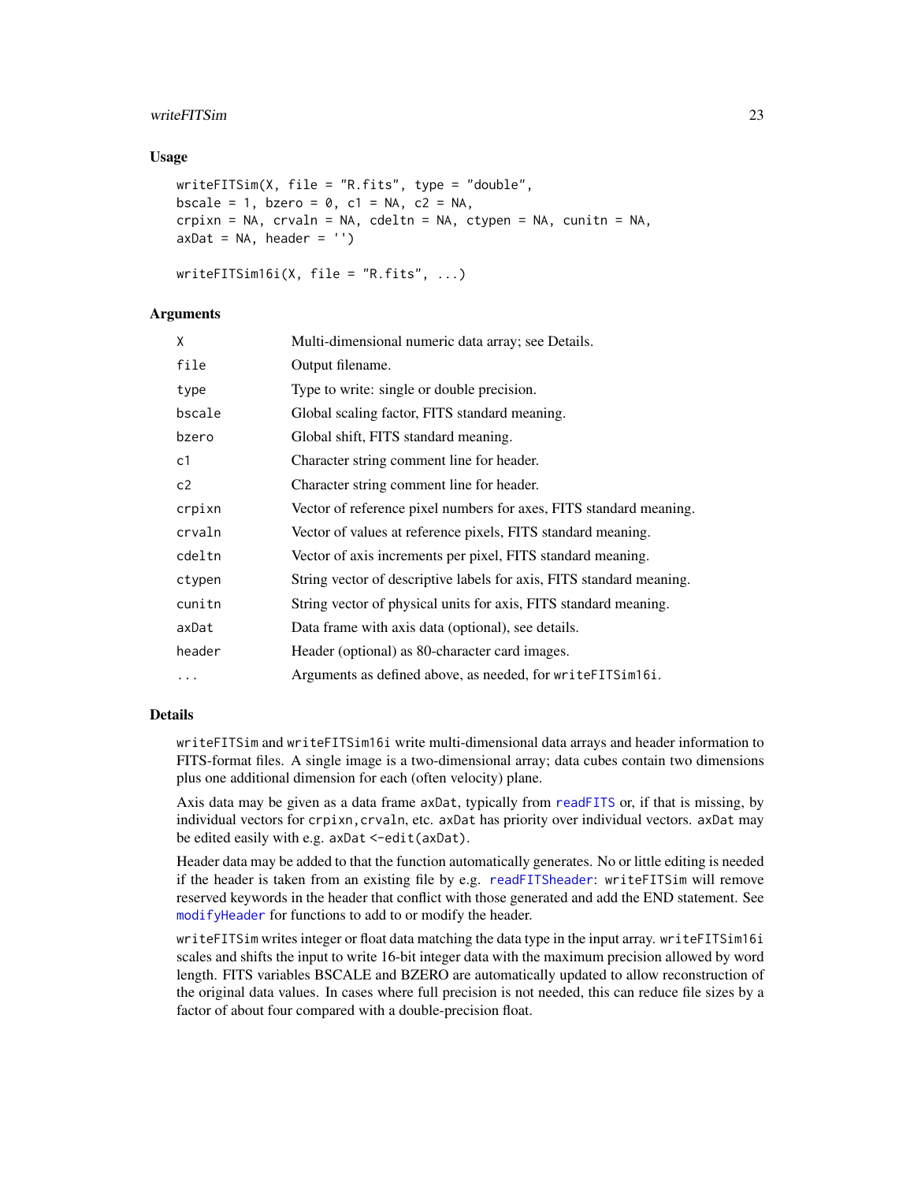### Usage

```
writeFITSim(X, file = "R.fits", type = "double",
bscale = 1, bzero = 0, c1 = NA, c2 = NA,
crpixn = NA, crvaln = NA, cdeltn = NA, ctypen = NA, cunitn = NA,
axDat = NA, header = '')

writeFITSim16i(X, file = "R.fits", ...)
```

### Arguments

| | |
|---|---|
| `X` | Multi-dimensional numeric data array; see Details. |
| `file` | Output filename. |
| `type` | Type to write: single or double precision. |
| `bscale` | Global scaling factor, FITS standard meaning. |
| `bzero` | Global shift, FITS standard meaning. |
| `c1` | Character string comment line for header. |
| `c2` | Character string comment line for header. |
| `crpixn` | Vector of reference pixel numbers for axes, FITS standard meaning. |
| `crvaln` | Vector of values at reference pixels, FITS standard meaning. |
| `cdeltn` | Vector of axis increments per pixel, FITS standard meaning. |
| `ctypen` | String vector of descriptive labels for axis, FITS standard meaning. |
| `cunitn` | String vector of physical units for axis, FITS standard meaning. |
| `axDat` | Data frame with axis data (optional), see details. |
| `header` | Header (optional) as 80-character card images. |
| `...` | Arguments as defined above, as needed, for `writeFITSim16i`. |

### Details

`writeFITSim` and `writeFITSim16i` write multi-dimensional data arrays and header information to FITS-format files. A single image is a two-dimensional array; data cubes contain two dimensions plus one additional dimension for each (often velocity) plane.

Axis data may be given as a data frame `axDat`, typically from `readFITS` or, if that is missing, by individual vectors for `crpixn,crvaln`, etc. `axDat` has priority over individual vectors. `axDat` may be edited easily with e.g. `axDat <-edit(axDat)`.

Header data may be added to that the function automatically generates. No or little editing is needed if the header is taken from an existing file by e.g. `readFITSheader`: `writeFITSim` will remove reserved keywords in the header that conflict with those generated and add the END statement. See `modifyHeader` for functions to add to or modify the header.

`writeFITSim` writes integer or float data matching the data type in the input array. `writeFITSim16i` scales and shifts the input to write 16-bit integer data with the maximum precision allowed by word length. FITS variables BSCALE and BZERO are automatically updated to allow reconstruction of the original data values. In cases where full precision is not needed, this can reduce file sizes by a factor of about four compared with a double-precision float.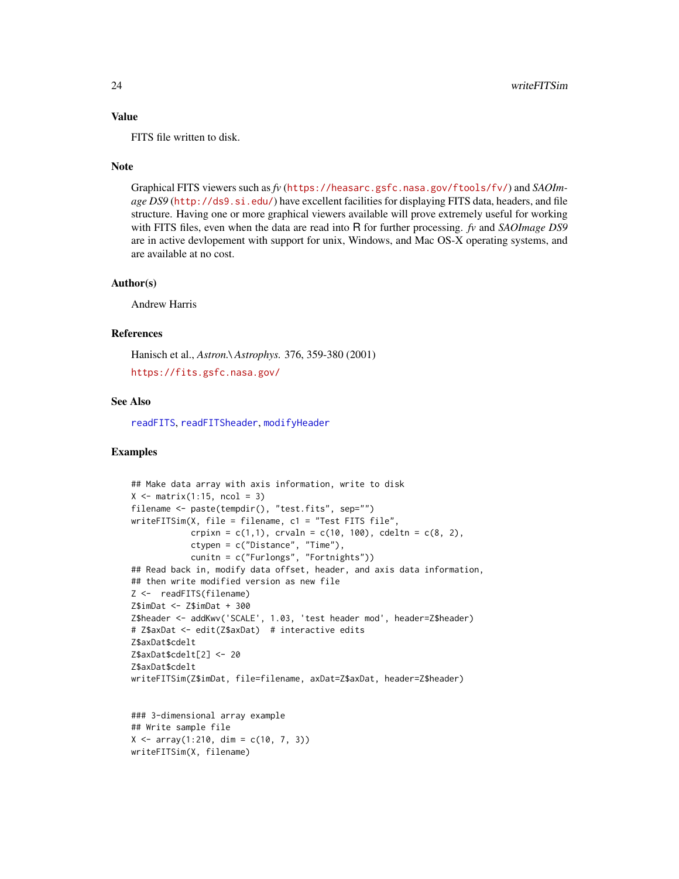## Value

FITS file written to disk.

## Note

Graphical FITS viewers such as *fv* (https://heasarc.gsfc.nasa.gov/ftools/fv/) and *SAOImage DS9* (http://ds9.si.edu/) have excellent facilities for displaying FITS data, headers, and file structure. Having one or more graphical viewers available will prove extremely useful for working with FITS files, even when the data are read into R for further processing. *fv* and *SAOImage DS9* are in active devlopement with support for unix, Windows, and Mac OS-X operating systems, and are available at no cost.

## Author(s)

Andrew Harris

## References

Hanisch et al., *Astron.\ Astrophys.* 376, 359-380 (2001)

https://fits.gsfc.nasa.gov/

## See Also

readFITS, readFITSheader, modifyHeader

## Examples

```
## Make data array with axis information, write to disk
X <- matrix(1:15, ncol = 3)
filename <- paste(tempdir(), "test.fits", sep="")
writeFITSim(X, file = filename, c1 = "Test FITS file",
            crpixn = c(1,1), crvaln = c(10, 100), cdeltn = c(8, 2),
            ctypen = c("Distance", "Time"),
            cunitn = c("Furlongs", "Fortnights"))
## Read back in, modify data offset, header, and axis data information,
## then write modified version as new file
Z <-  readFITS(filename)
Z$imDat <- Z$imDat + 300
Z$header <- addKwv('SCALE', 1.03, 'test header mod', header=Z$header)
# Z$axDat <- edit(Z$axDat)  # interactive edits
Z$axDat$cdelt
Z$axDat$cdelt[2] <- 20
Z$axDat$cdelt
writeFITSim(Z$imDat, file=filename, axDat=Z$axDat, header=Z$header)


### 3-dimensional array example
## Write sample file
X <- array(1:210, dim = c(10, 7, 3))
writeFITSim(X, filename)
```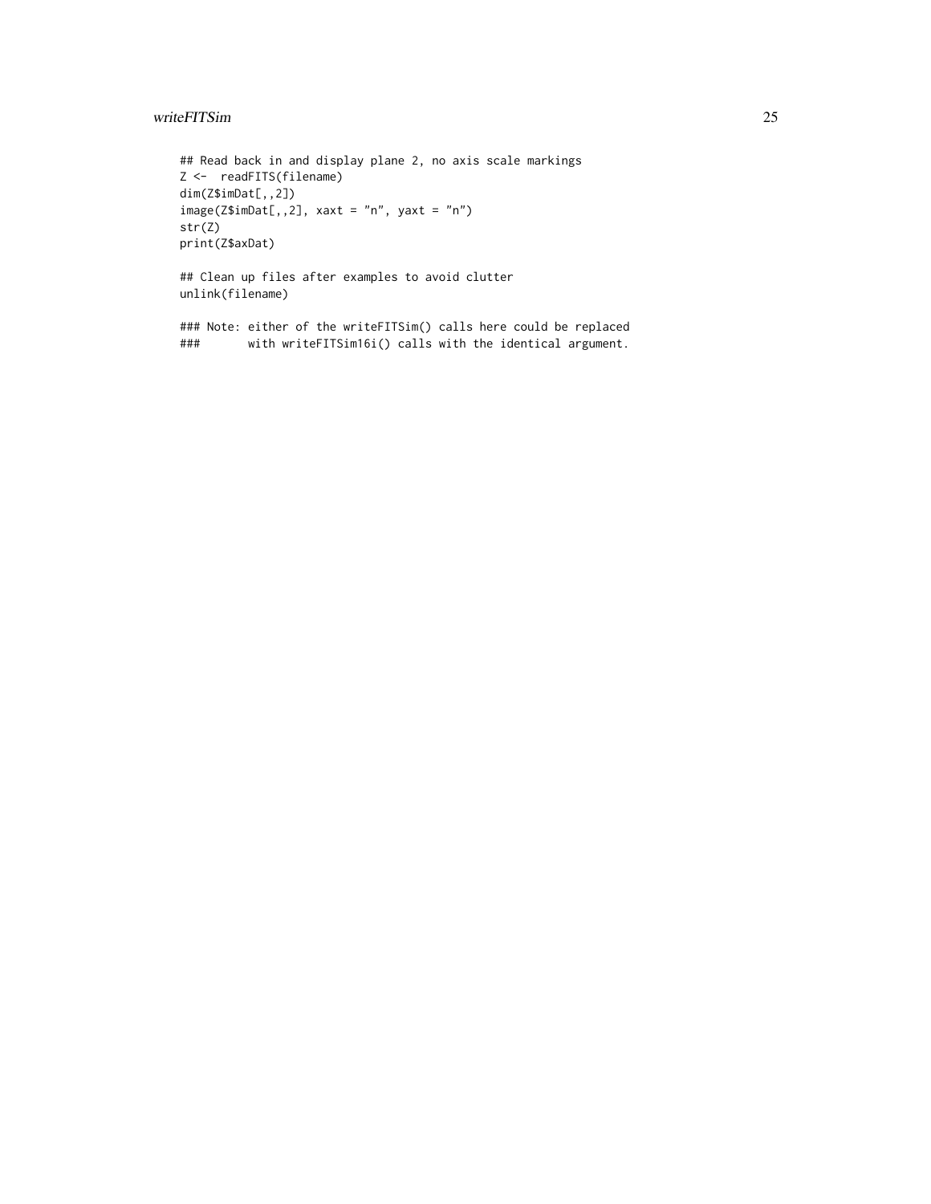```
## Read back in and display plane 2, no axis scale markings
Z <-  readFITS(filename)
dim(Z$imDat[,,2])
image(Z$imDat[,,2], xaxt = "n", yaxt = "n")
str(Z)
print(Z$axDat)

## Clean up files after examples to avoid clutter
unlink(filename)

### Note: either of the writeFITSim() calls here could be replaced
###       with writeFITSim16i() calls with the identical argument.
```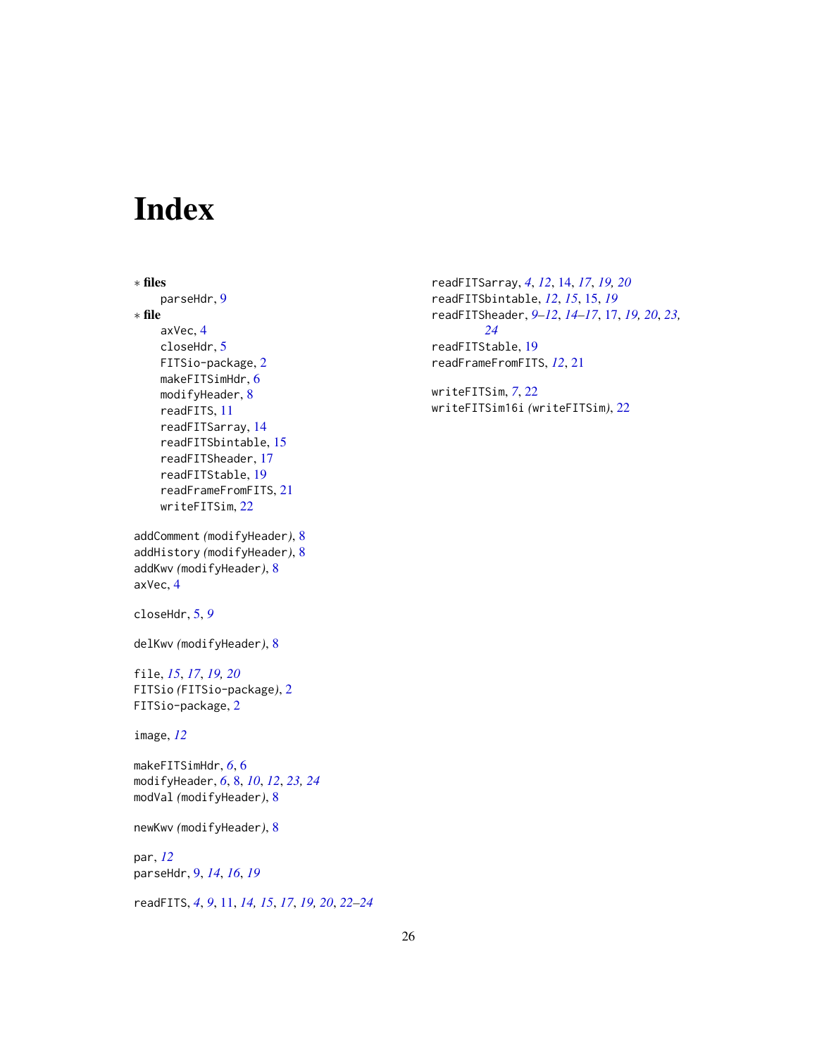# Index

∗ **files**
  parseHdr, 9

∗ **file**
  axVec, 4
  closeHdr, 5
  FITSio-package, 2
  makeFITSimHdr, 6
  modifyHeader, 8
  readFITS, 11
  readFITSarray, 14
  readFITSbintable, 15
  readFITSheader, 17
  readFITStable, 19
  readFrameFromFITS, 21
  writeFITSim, 22

addComment *(*modifyHeader*)*, 8
addHistory *(*modifyHeader*)*, 8
addKwv *(*modifyHeader*)*, 8
axVec, 4

closeHdr, 5, *9*

delKwv *(*modifyHeader*)*, 8

file, *15*, *17*, *19, 20*
FITSio *(*FITSio-package*)*, 2
FITSio-package, 2

image, *12*

makeFITSimHdr, *6*, 6
modifyHeader, *6*, 8, *10*, *12*, *23, 24*
modVal *(*modifyHeader*)*, 8

newKwv *(*modifyHeader*)*, 8

par, *12*
parseHdr, 9, *14*, *16*, *19*

readFITS, *4*, *9*, 11, *14, 15*, *17*, *19, 20*, *22–24*
readFITSarray, *4*, *12*, 14, *17*, *19, 20*
readFITSbintable, *12*, *15*, 15, *19*
readFITSheader, *9–12*, *14–17*, 17, *19, 20*, *23, 24*
readFITStable, 19
readFrameFromFITS, *12*, 21

writeFITSim, *7*, 22
writeFITSim16i *(*writeFITSim*)*, 22